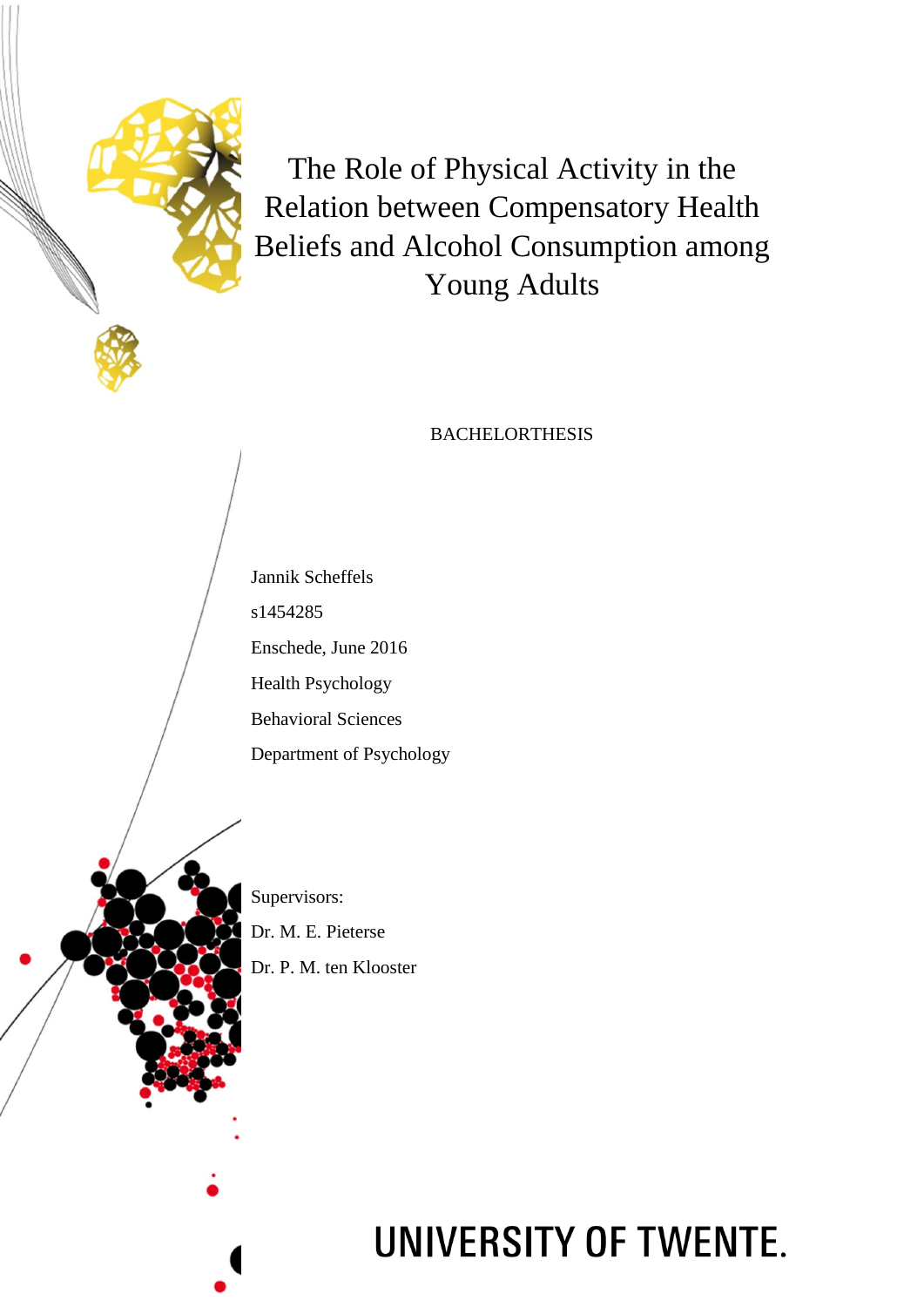# The Role of Physical Activity in the Relation between Compensatory Health Beliefs and Alcohol Consumption among Young Adults

BACHELORTHESIS

Jannik Scheffels

s1454285

Enschede, June 2016

Health Psychology

Behavioral Sciences

Department of Psychology

Supervisors:

Dr. M. E. Pieterse

Dr. P. M. ten Klooster

UNIVERSITY OF TWENTE.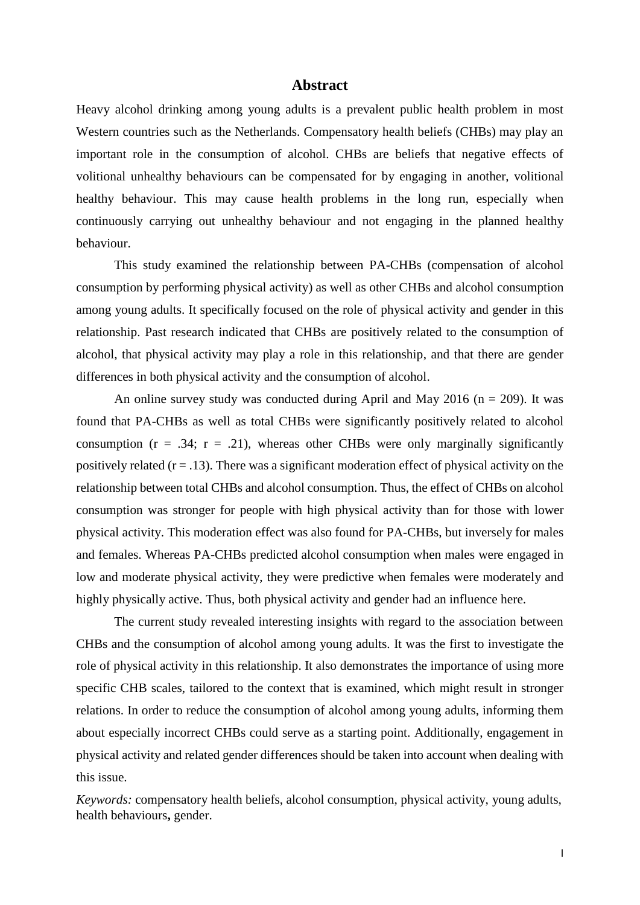# Abstract

Heavy alcohol drinking among young adults is a prevalent public health problem in most Western countries such as the Netherlands. Compensatory health beliefs (CHBs) may play an important role in the consumption of alcohol. CHBs are beliefs that negative effects of volitional unhealthy behaviours can be compensated for by engaging in another, volitional healthy behaviour. This may cause health problems in the long run, especially when continuously carrying out unhealthy behaviour and not engaging in the planned healthy behaviour.

This study examined the relationship between PA-CHBs (compensation of alcohol consumption by performing physical activity) as well as other CHBs and alcohol consumption among young adults. It specifically focused on the role of physical activity and gender in this relationship. Past research indicated that CHBs are positively related to the consumption of alcohol, that physical activity may play a role in this relationship, and that there are gender differences in both physical activity and the consumption of alcohol.

An online survey study was conducted during April and May 2016 ($n = 209$). It was found that PA-CHBs as well as total CHBs were significantly positively related to alcohol consumption ($r = .34$; $r = .21$), whereas other CHBs were only marginally significantly positively related ($r = .13$). There was a significant moderation effect of physical activity on the relationship between total CHBs and alcohol consumption. Thus, the effect of CHBs on alcohol consumption was stronger for people with high physical activity than for those with lower physical activity. This moderation effect was also found for PA-CHBs, but inversely for males and females. Whereas PA-CHBs predicted alcohol consumption when males were engaged in low and moderate physical activity, they were predictive when females were moderately and highly physically active. Thus, both physical activity and gender had an influence here.

The current study revealed interesting insights with regard to the association between CHBs and the consumption of alcohol among young adults. It was the first to investigate the role of physical activity in this relationship. It also demonstrates the importance of using more specific CHB scales, tailored to the context that is examined, which might result in stronger relations. In order to reduce the consumption of alcohol among young adults, informing them about especially incorrect CHBs could serve as a starting point. Additionally, engagement in physical activity and related gender differences should be taken into account when dealing with this issue.

*Keywords:* compensatory health beliefs, alcohol consumption, physical activity, young adults, health behaviours**,** gender.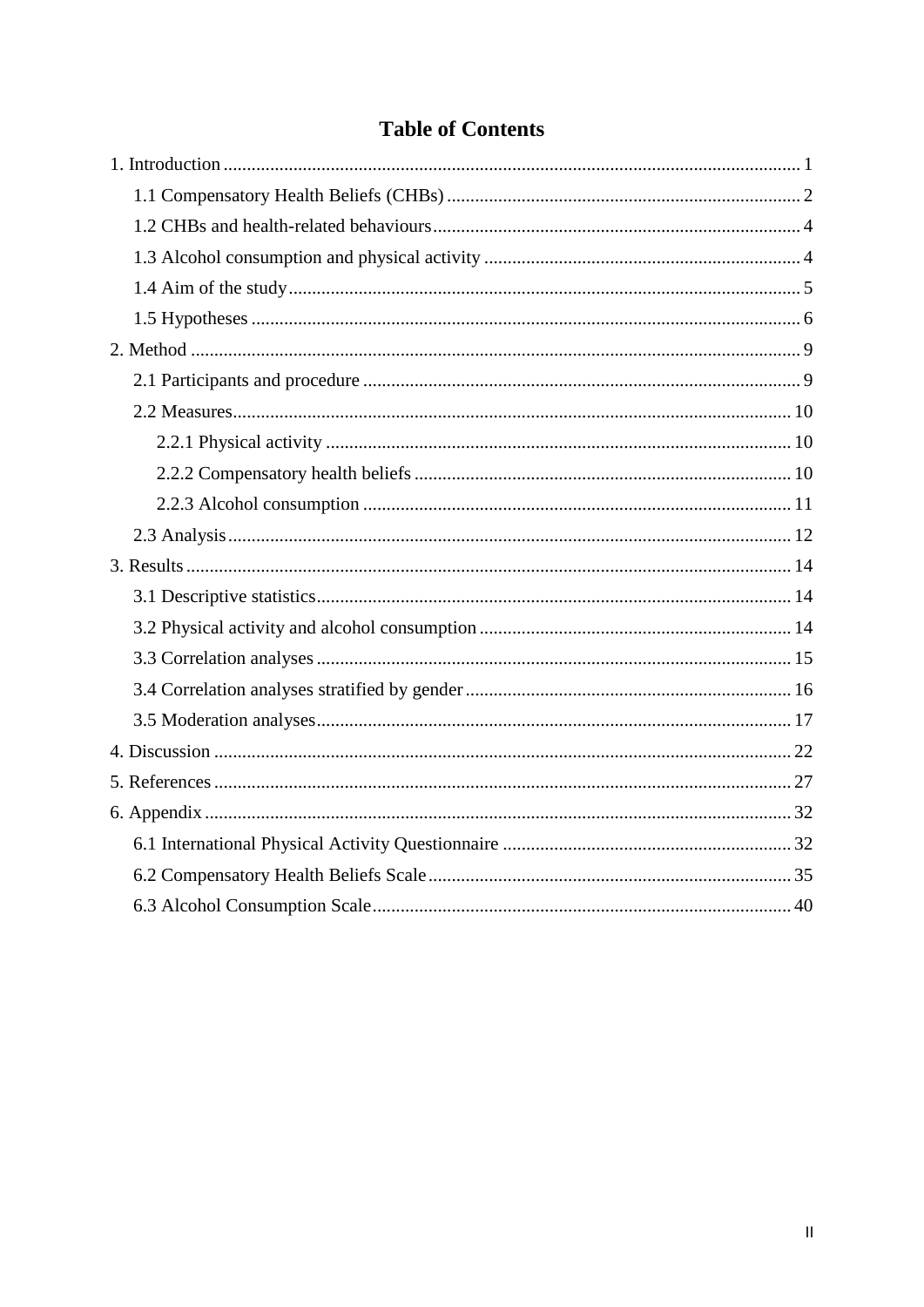# Table of Contents

1. Introduction ... 1
   - 1.1 Compensatory Health Beliefs (CHBs) ... 2
   - 1.2 CHBs and health-related behaviours ... 4
   - 1.3 Alcohol consumption and physical activity ... 4
   - 1.4 Aim of the study ... 5
   - 1.5 Hypotheses ... 6
2. Method ... 9
   - 2.1 Participants and procedure ... 9
   - 2.2 Measures ... 10
     - 2.2.1 Physical activity ... 10
     - 2.2.2 Compensatory health beliefs ... 10
     - 2.2.3 Alcohol consumption ... 11
   - 2.3 Analysis ... 12
3. Results ... 14
   - 3.1 Descriptive statistics ... 14
   - 3.2 Physical activity and alcohol consumption ... 14
   - 3.3 Correlation analyses ... 15
   - 3.4 Correlation analyses stratified by gender ... 16
   - 3.5 Moderation analyses ... 17
4. Discussion ... 22
5. References ... 27
6. Appendix ... 32
   - 6.1 International Physical Activity Questionnaire ... 32
   - 6.2 Compensatory Health Beliefs Scale ... 35
   - 6.3 Alcohol Consumption Scale ... 40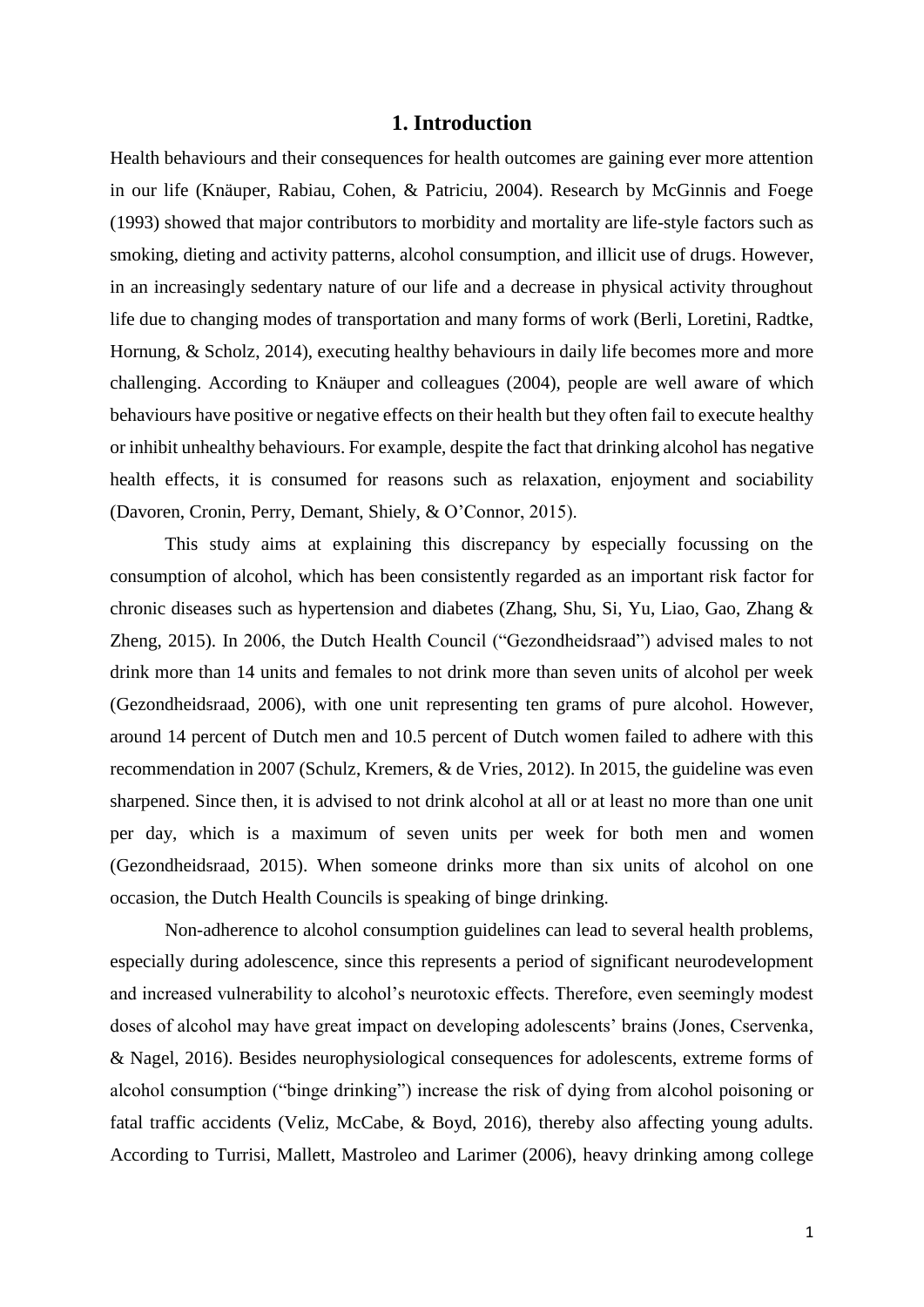# 1. Introduction

Health behaviours and their consequences for health outcomes are gaining ever more attention in our life (Knäuper, Rabiau, Cohen, & Patriciu, 2004). Research by McGinnis and Foege (1993) showed that major contributors to morbidity and mortality are life-style factors such as smoking, dieting and activity patterns, alcohol consumption, and illicit use of drugs. However, in an increasingly sedentary nature of our life and a decrease in physical activity throughout life due to changing modes of transportation and many forms of work (Berli, Loretini, Radtke, Hornung, & Scholz, 2014), executing healthy behaviours in daily life becomes more and more challenging. According to Knäuper and colleagues (2004), people are well aware of which behaviours have positive or negative effects on their health but they often fail to execute healthy or inhibit unhealthy behaviours. For example, despite the fact that drinking alcohol has negative health effects, it is consumed for reasons such as relaxation, enjoyment and sociability (Davoren, Cronin, Perry, Demant, Shiely, & O'Connor, 2015).

This study aims at explaining this discrepancy by especially focussing on the consumption of alcohol, which has been consistently regarded as an important risk factor for chronic diseases such as hypertension and diabetes (Zhang, Shu, Si, Yu, Liao, Gao, Zhang & Zheng, 2015). In 2006, the Dutch Health Council ("Gezondheidsraad") advised males to not drink more than 14 units and females to not drink more than seven units of alcohol per week (Gezondheidsraad, 2006), with one unit representing ten grams of pure alcohol. However, around 14 percent of Dutch men and 10.5 percent of Dutch women failed to adhere with this recommendation in 2007 (Schulz, Kremers, & de Vries, 2012). In 2015, the guideline was even sharpened. Since then, it is advised to not drink alcohol at all or at least no more than one unit per day, which is a maximum of seven units per week for both men and women (Gezondheidsraad, 2015). When someone drinks more than six units of alcohol on one occasion, the Dutch Health Councils is speaking of binge drinking.

Non-adherence to alcohol consumption guidelines can lead to several health problems, especially during adolescence, since this represents a period of significant neurodevelopment and increased vulnerability to alcohol's neurotoxic effects. Therefore, even seemingly modest doses of alcohol may have great impact on developing adolescents' brains (Jones, Cservenka, & Nagel, 2016). Besides neurophysiological consequences for adolescents, extreme forms of alcohol consumption ("binge drinking") increase the risk of dying from alcohol poisoning or fatal traffic accidents (Veliz, McCabe, & Boyd, 2016), thereby also affecting young adults. According to Turrisi, Mallett, Mastroleo and Larimer (2006), heavy drinking among college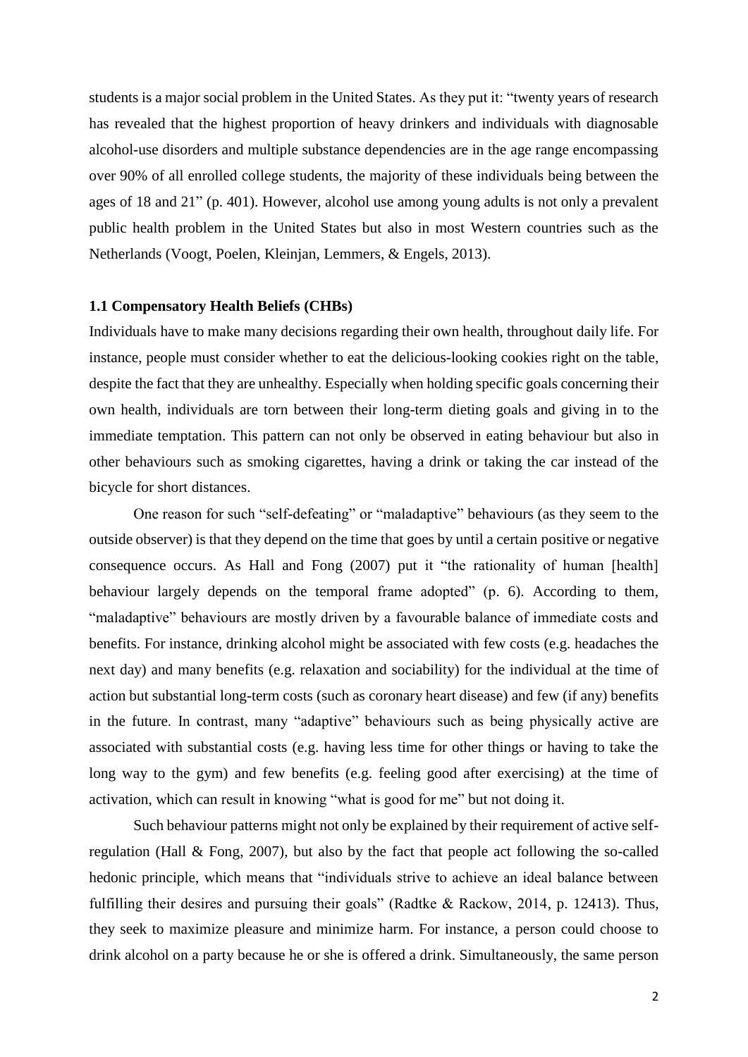students is a major social problem in the United States. As they put it: "twenty years of research has revealed that the highest proportion of heavy drinkers and individuals with diagnosable alcohol-use disorders and multiple substance dependencies are in the age range encompassing over 90% of all enrolled college students, the majority of these individuals being between the ages of 18 and 21" (p. 401). However, alcohol use among young adults is not only a prevalent public health problem in the United States but also in most Western countries such as the Netherlands (Voogt, Poelen, Kleinjan, Lemmers, & Engels, 2013).

### 1.1 Compensatory Health Beliefs (CHBs)

Individuals have to make many decisions regarding their own health, throughout daily life. For instance, people must consider whether to eat the delicious-looking cookies right on the table, despite the fact that they are unhealthy. Especially when holding specific goals concerning their own health, individuals are torn between their long-term dieting goals and giving in to the immediate temptation. This pattern can not only be observed in eating behaviour but also in other behaviours such as smoking cigarettes, having a drink or taking the car instead of the bicycle for short distances.

One reason for such "self-defeating" or "maladaptive" behaviours (as they seem to the outside observer) is that they depend on the time that goes by until a certain positive or negative consequence occurs. As Hall and Fong (2007) put it "the rationality of human [health] behaviour largely depends on the temporal frame adopted" (p. 6). According to them, "maladaptive" behaviours are mostly driven by a favourable balance of immediate costs and benefits. For instance, drinking alcohol might be associated with few costs (e.g. headaches the next day) and many benefits (e.g. relaxation and sociability) for the individual at the time of action but substantial long-term costs (such as coronary heart disease) and few (if any) benefits in the future. In contrast, many "adaptive" behaviours such as being physically active are associated with substantial costs (e.g. having less time for other things or having to take the long way to the gym) and few benefits (e.g. feeling good after exercising) at the time of activation, which can result in knowing "what is good for me" but not doing it.

Such behaviour patterns might not only be explained by their requirement of active self-regulation (Hall & Fong, 2007), but also by the fact that people act following the so-called hedonic principle, which means that "individuals strive to achieve an ideal balance between fulfilling their desires and pursuing their goals" (Radtke & Rackow, 2014, p. 12413). Thus, they seek to maximize pleasure and minimize harm. For instance, a person could choose to drink alcohol on a party because he or she is offered a drink. Simultaneously, the same person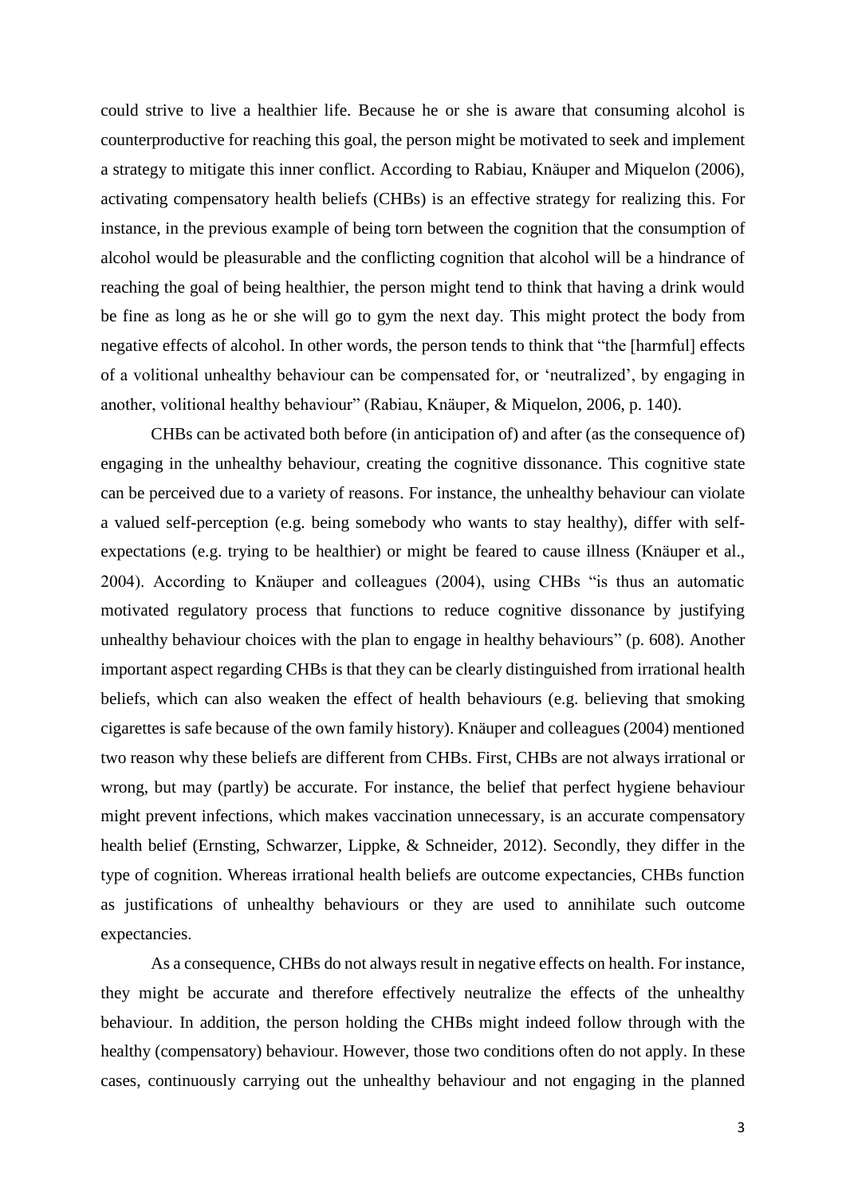could strive to live a healthier life. Because he or she is aware that consuming alcohol is counterproductive for reaching this goal, the person might be motivated to seek and implement a strategy to mitigate this inner conflict. According to Rabiau, Knäuper and Miquelon (2006), activating compensatory health beliefs (CHBs) is an effective strategy for realizing this. For instance, in the previous example of being torn between the cognition that the consumption of alcohol would be pleasurable and the conflicting cognition that alcohol will be a hindrance of reaching the goal of being healthier, the person might tend to think that having a drink would be fine as long as he or she will go to gym the next day. This might protect the body from negative effects of alcohol. In other words, the person tends to think that "the [harmful] effects of a volitional unhealthy behaviour can be compensated for, or 'neutralized', by engaging in another, volitional healthy behaviour" (Rabiau, Knäuper, & Miquelon, 2006, p. 140).

CHBs can be activated both before (in anticipation of) and after (as the consequence of) engaging in the unhealthy behaviour, creating the cognitive dissonance. This cognitive state can be perceived due to a variety of reasons. For instance, the unhealthy behaviour can violate a valued self-perception (e.g. being somebody who wants to stay healthy), differ with self-expectations (e.g. trying to be healthier) or might be feared to cause illness (Knäuper et al., 2004). According to Knäuper and colleagues (2004), using CHBs "is thus an automatic motivated regulatory process that functions to reduce cognitive dissonance by justifying unhealthy behaviour choices with the plan to engage in healthy behaviours" (p. 608). Another important aspect regarding CHBs is that they can be clearly distinguished from irrational health beliefs, which can also weaken the effect of health behaviours (e.g. believing that smoking cigarettes is safe because of the own family history). Knäuper and colleagues (2004) mentioned two reason why these beliefs are different from CHBs. First, CHBs are not always irrational or wrong, but may (partly) be accurate. For instance, the belief that perfect hygiene behaviour might prevent infections, which makes vaccination unnecessary, is an accurate compensatory health belief (Ernsting, Schwarzer, Lippke, & Schneider, 2012). Secondly, they differ in the type of cognition. Whereas irrational health beliefs are outcome expectancies, CHBs function as justifications of unhealthy behaviours or they are used to annihilate such outcome expectancies.

As a consequence, CHBs do not always result in negative effects on health. For instance, they might be accurate and therefore effectively neutralize the effects of the unhealthy behaviour. In addition, the person holding the CHBs might indeed follow through with the healthy (compensatory) behaviour. However, those two conditions often do not apply. In these cases, continuously carrying out the unhealthy behaviour and not engaging in the planned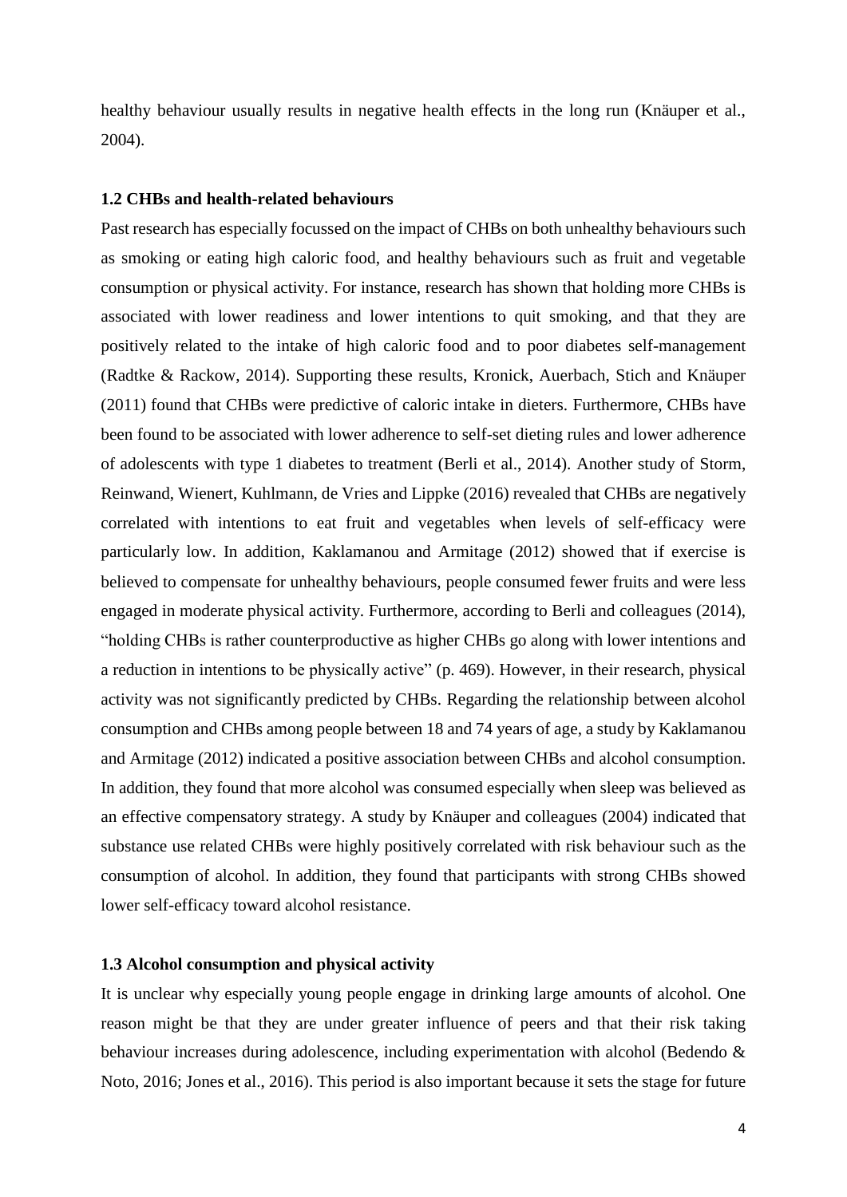healthy behaviour usually results in negative health effects in the long run (Knäuper et al., 2004).

### 1.2 CHBs and health-related behaviours

Past research has especially focussed on the impact of CHBs on both unhealthy behaviours such as smoking or eating high caloric food, and healthy behaviours such as fruit and vegetable consumption or physical activity. For instance, research has shown that holding more CHBs is associated with lower readiness and lower intentions to quit smoking, and that they are positively related to the intake of high caloric food and to poor diabetes self-management (Radtke & Rackow, 2014). Supporting these results, Kronick, Auerbach, Stich and Knäuper (2011) found that CHBs were predictive of caloric intake in dieters. Furthermore, CHBs have been found to be associated with lower adherence to self-set dieting rules and lower adherence of adolescents with type 1 diabetes to treatment (Berli et al., 2014). Another study of Storm, Reinwand, Wienert, Kuhlmann, de Vries and Lippke (2016) revealed that CHBs are negatively correlated with intentions to eat fruit and vegetables when levels of self-efficacy were particularly low. In addition, Kaklamanou and Armitage (2012) showed that if exercise is believed to compensate for unhealthy behaviours, people consumed fewer fruits and were less engaged in moderate physical activity. Furthermore, according to Berli and colleagues (2014), "holding CHBs is rather counterproductive as higher CHBs go along with lower intentions and a reduction in intentions to be physically active" (p. 469). However, in their research, physical activity was not significantly predicted by CHBs. Regarding the relationship between alcohol consumption and CHBs among people between 18 and 74 years of age, a study by Kaklamanou and Armitage (2012) indicated a positive association between CHBs and alcohol consumption. In addition, they found that more alcohol was consumed especially when sleep was believed as an effective compensatory strategy. A study by Knäuper and colleagues (2004) indicated that substance use related CHBs were highly positively correlated with risk behaviour such as the consumption of alcohol. In addition, they found that participants with strong CHBs showed lower self-efficacy toward alcohol resistance.

### 1.3 Alcohol consumption and physical activity

It is unclear why especially young people engage in drinking large amounts of alcohol. One reason might be that they are under greater influence of peers and that their risk taking behaviour increases during adolescence, including experimentation with alcohol (Bedendo & Noto, 2016; Jones et al., 2016). This period is also important because it sets the stage for future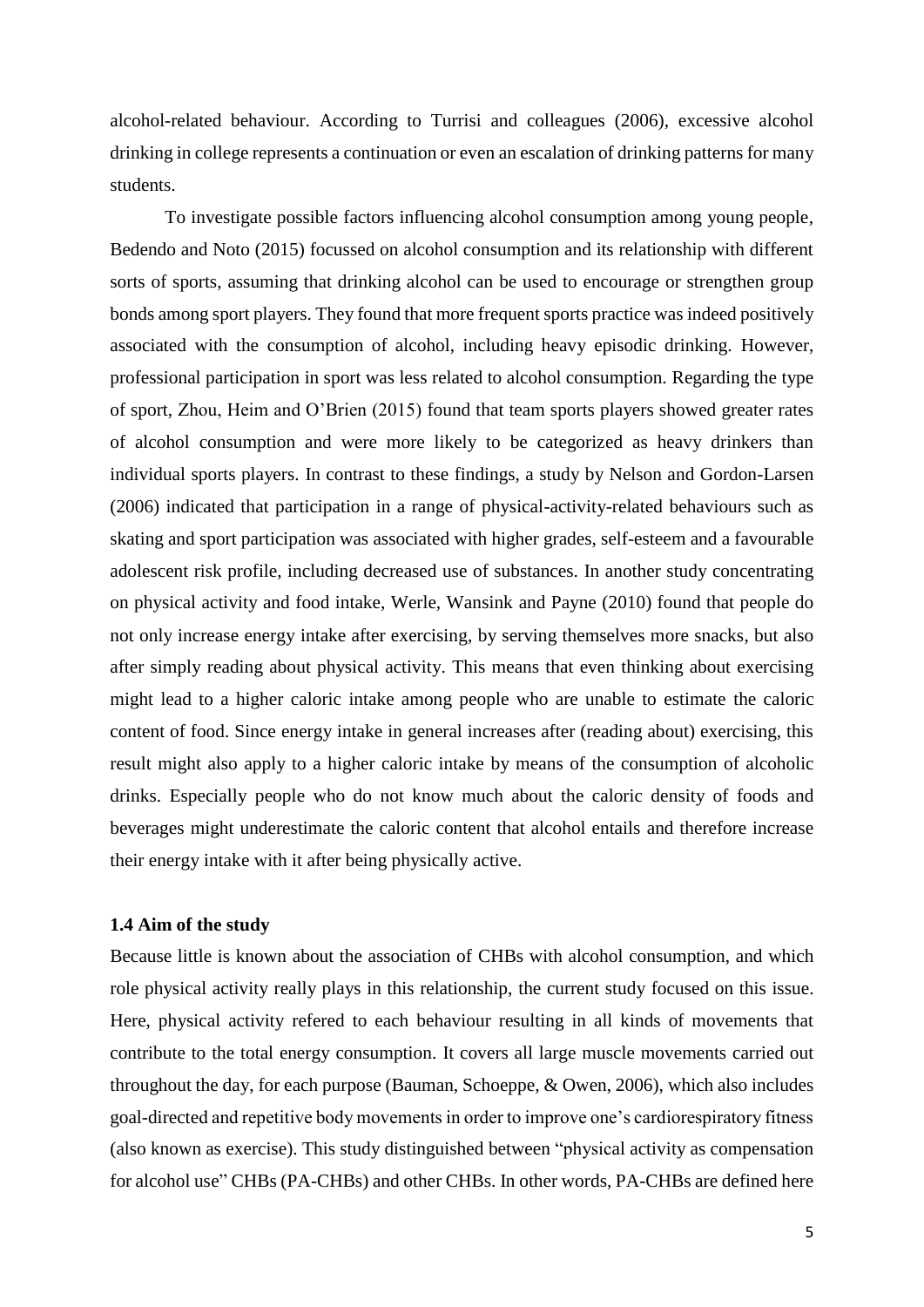alcohol-related behaviour. According to Turrisi and colleagues (2006), excessive alcohol drinking in college represents a continuation or even an escalation of drinking patterns for many students.

To investigate possible factors influencing alcohol consumption among young people, Bedendo and Noto (2015) focussed on alcohol consumption and its relationship with different sorts of sports, assuming that drinking alcohol can be used to encourage or strengthen group bonds among sport players. They found that more frequent sports practice was indeed positively associated with the consumption of alcohol, including heavy episodic drinking. However, professional participation in sport was less related to alcohol consumption. Regarding the type of sport, Zhou, Heim and O'Brien (2015) found that team sports players showed greater rates of alcohol consumption and were more likely to be categorized as heavy drinkers than individual sports players. In contrast to these findings, a study by Nelson and Gordon-Larsen (2006) indicated that participation in a range of physical-activity-related behaviours such as skating and sport participation was associated with higher grades, self-esteem and a favourable adolescent risk profile, including decreased use of substances. In another study concentrating on physical activity and food intake, Werle, Wansink and Payne (2010) found that people do not only increase energy intake after exercising, by serving themselves more snacks, but also after simply reading about physical activity. This means that even thinking about exercising might lead to a higher caloric intake among people who are unable to estimate the caloric content of food. Since energy intake in general increases after (reading about) exercising, this result might also apply to a higher caloric intake by means of the consumption of alcoholic drinks. Especially people who do not know much about the caloric density of foods and beverages might underestimate the caloric content that alcohol entails and therefore increase their energy intake with it after being physically active.

### 1.4 Aim of the study

Because little is known about the association of CHBs with alcohol consumption, and which role physical activity really plays in this relationship, the current study focused on this issue. Here, physical activity refered to each behaviour resulting in all kinds of movements that contribute to the total energy consumption. It covers all large muscle movements carried out throughout the day, for each purpose (Bauman, Schoeppe, & Owen, 2006), which also includes goal-directed and repetitive body movements in order to improve one's cardiorespiratory fitness (also known as exercise). This study distinguished between "physical activity as compensation for alcohol use" CHBs (PA-CHBs) and other CHBs. In other words, PA-CHBs are defined here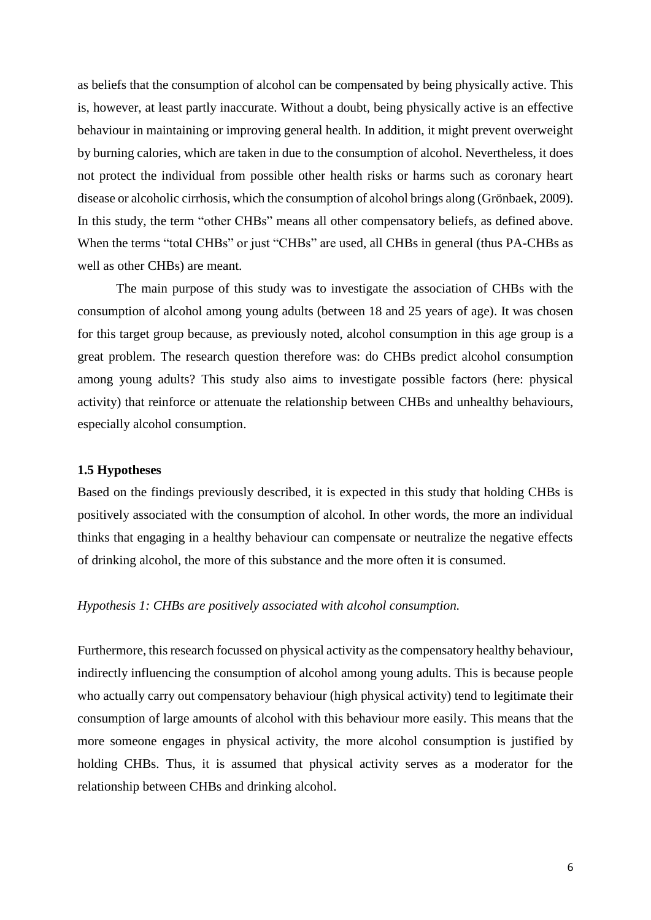as beliefs that the consumption of alcohol can be compensated by being physically active. This is, however, at least partly inaccurate. Without a doubt, being physically active is an effective behaviour in maintaining or improving general health. In addition, it might prevent overweight by burning calories, which are taken in due to the consumption of alcohol. Nevertheless, it does not protect the individual from possible other health risks or harms such as coronary heart disease or alcoholic cirrhosis, which the consumption of alcohol brings along (Grönbaek, 2009). In this study, the term "other CHBs" means all other compensatory beliefs, as defined above. When the terms "total CHBs" or just "CHBs" are used, all CHBs in general (thus PA-CHBs as well as other CHBs) are meant.

The main purpose of this study was to investigate the association of CHBs with the consumption of alcohol among young adults (between 18 and 25 years of age). It was chosen for this target group because, as previously noted, alcohol consumption in this age group is a great problem. The research question therefore was: do CHBs predict alcohol consumption among young adults? This study also aims to investigate possible factors (here: physical activity) that reinforce or attenuate the relationship between CHBs and unhealthy behaviours, especially alcohol consumption.

### 1.5 Hypotheses

Based on the findings previously described, it is expected in this study that holding CHBs is positively associated with the consumption of alcohol. In other words, the more an individual thinks that engaging in a healthy behaviour can compensate or neutralize the negative effects of drinking alcohol, the more of this substance and the more often it is consumed.

*Hypothesis 1: CHBs are positively associated with alcohol consumption.*

Furthermore, this research focussed on physical activity as the compensatory healthy behaviour, indirectly influencing the consumption of alcohol among young adults. This is because people who actually carry out compensatory behaviour (high physical activity) tend to legitimate their consumption of large amounts of alcohol with this behaviour more easily. This means that the more someone engages in physical activity, the more alcohol consumption is justified by holding CHBs. Thus, it is assumed that physical activity serves as a moderator for the relationship between CHBs and drinking alcohol.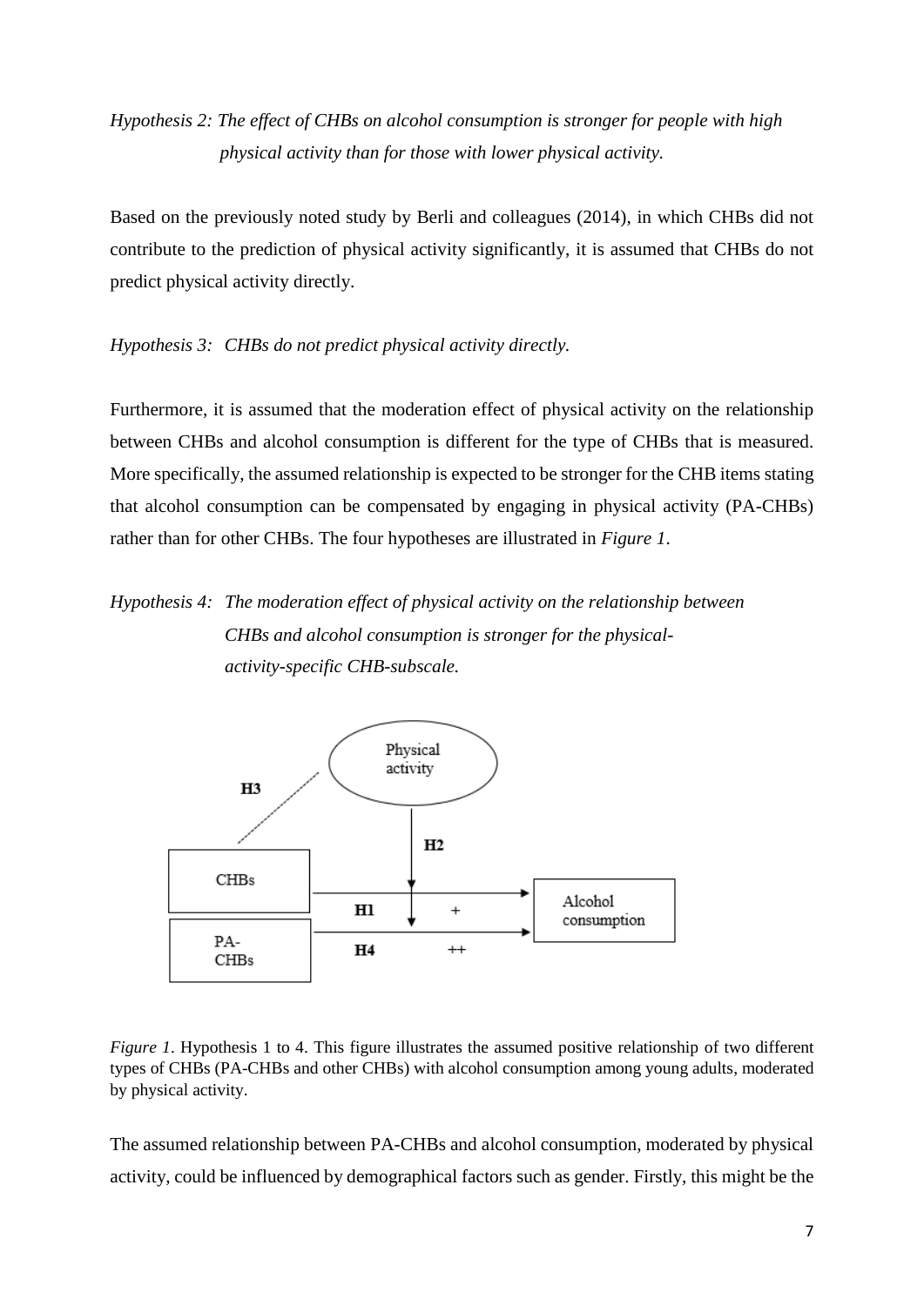*Hypothesis 2: The effect of CHBs on alcohol consumption is stronger for people with high physical activity than for those with lower physical activity.*

Based on the previously noted study by Berli and colleagues (2014), in which CHBs did not contribute to the prediction of physical activity significantly, it is assumed that CHBs do not predict physical activity directly.

*Hypothesis 3: CHBs do not predict physical activity directly.*

Furthermore, it is assumed that the moderation effect of physical activity on the relationship between CHBs and alcohol consumption is different for the type of CHBs that is measured. More specifically, the assumed relationship is expected to be stronger for the CHB items stating that alcohol consumption can be compensated by engaging in physical activity (PA-CHBs) rather than for other CHBs. The four hypotheses are illustrated in *Figure 1*.

*Hypothesis 4: The moderation effect of physical activity on the relationship between CHBs and alcohol consumption is stronger for the physical-activity-specific CHB-subscale.*

*Figure 1*. Hypothesis 1 to 4. This figure illustrates the assumed positive relationship of two different types of CHBs (PA-CHBs and other CHBs) with alcohol consumption among young adults, moderated by physical activity.

The assumed relationship between PA-CHBs and alcohol consumption, moderated by physical activity, could be influenced by demographical factors such as gender. Firstly, this might be the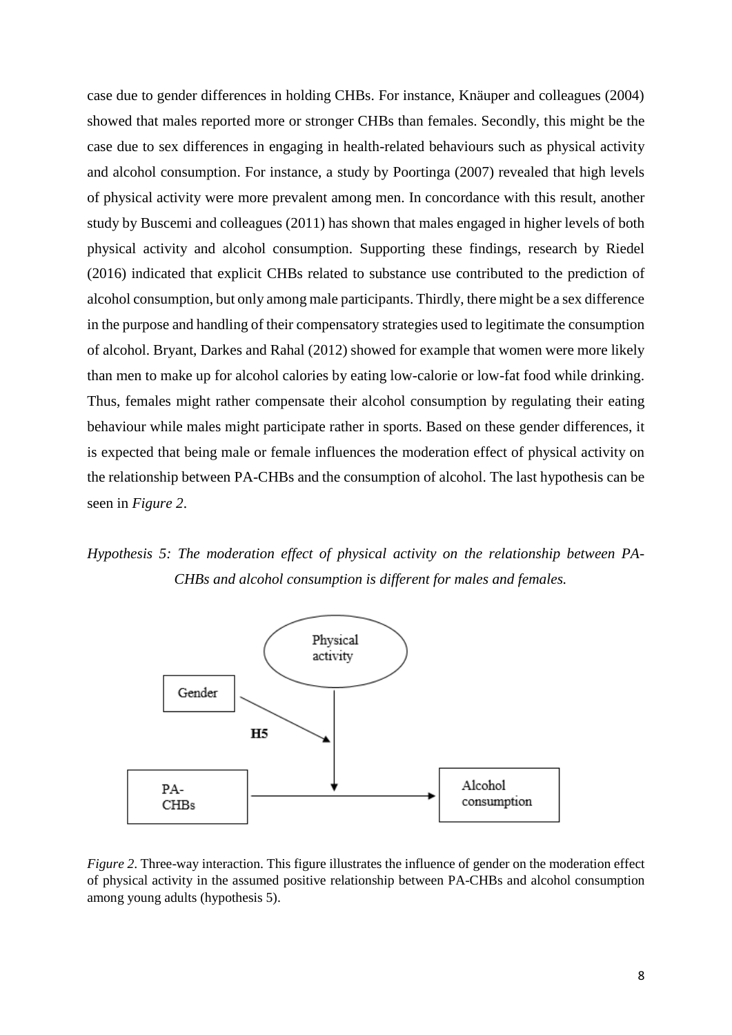case due to gender differences in holding CHBs. For instance, Knäuper and colleagues (2004) showed that males reported more or stronger CHBs than females. Secondly, this might be the case due to sex differences in engaging in health-related behaviours such as physical activity and alcohol consumption. For instance, a study by Poortinga (2007) revealed that high levels of physical activity were more prevalent among men. In concordance with this result, another study by Buscemi and colleagues (2011) has shown that males engaged in higher levels of both physical activity and alcohol consumption. Supporting these findings, research by Riedel (2016) indicated that explicit CHBs related to substance use contributed to the prediction of alcohol consumption, but only among male participants. Thirdly, there might be a sex difference in the purpose and handling of their compensatory strategies used to legitimate the consumption of alcohol. Bryant, Darkes and Rahal (2012) showed for example that women were more likely than men to make up for alcohol calories by eating low-calorie or low-fat food while drinking. Thus, females might rather compensate their alcohol consumption by regulating their eating behaviour while males might participate rather in sports. Based on these gender differences, it is expected that being male or female influences the moderation effect of physical activity on the relationship between PA-CHBs and the consumption of alcohol. The last hypothesis can be seen in *Figure 2*.

*Hypothesis 5: The moderation effect of physical activity on the relationship between PA-CHBs and alcohol consumption is different for males and females.*

*Figure 2*. Three-way interaction. This figure illustrates the influence of gender on the moderation effect of physical activity in the assumed positive relationship between PA-CHBs and alcohol consumption among young adults (hypothesis 5).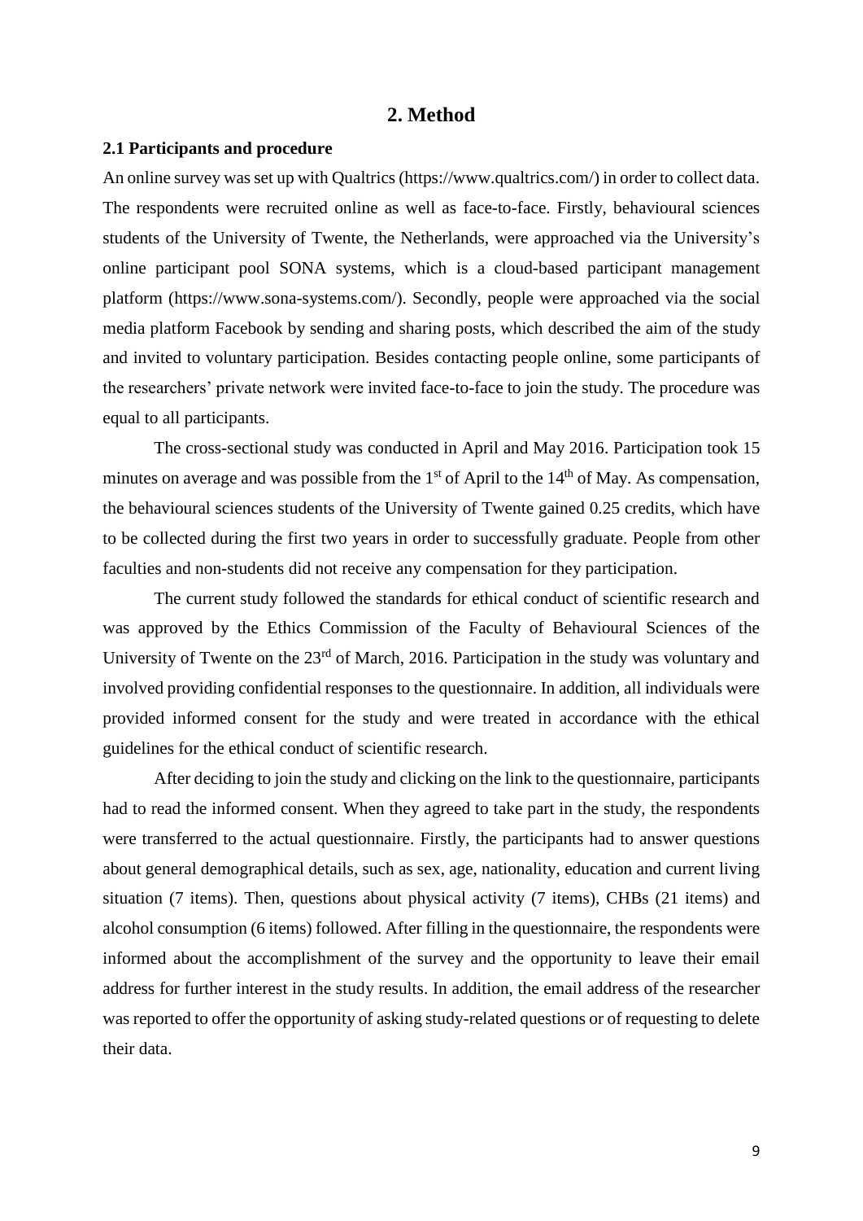# 2. Method

## 2.1 Participants and procedure

An online survey was set up with Qualtrics (https://www.qualtrics.com/) in order to collect data. The respondents were recruited online as well as face-to-face. Firstly, behavioural sciences students of the University of Twente, the Netherlands, were approached via the University's online participant pool SONA systems, which is a cloud-based participant management platform (https://www.sona-systems.com/). Secondly, people were approached via the social media platform Facebook by sending and sharing posts, which described the aim of the study and invited to voluntary participation. Besides contacting people online, some participants of the researchers' private network were invited face-to-face to join the study. The procedure was equal to all participants.

The cross-sectional study was conducted in April and May 2016. Participation took 15 minutes on average and was possible from the 1st of April to the 14th of May. As compensation, the behavioural sciences students of the University of Twente gained 0.25 credits, which have to be collected during the first two years in order to successfully graduate. People from other faculties and non-students did not receive any compensation for they participation.

The current study followed the standards for ethical conduct of scientific research and was approved by the Ethics Commission of the Faculty of Behavioural Sciences of the University of Twente on the 23rd of March, 2016. Participation in the study was voluntary and involved providing confidential responses to the questionnaire. In addition, all individuals were provided informed consent for the study and were treated in accordance with the ethical guidelines for the ethical conduct of scientific research.

After deciding to join the study and clicking on the link to the questionnaire, participants had to read the informed consent. When they agreed to take part in the study, the respondents were transferred to the actual questionnaire. Firstly, the participants had to answer questions about general demographical details, such as sex, age, nationality, education and current living situation (7 items). Then, questions about physical activity (7 items), CHBs (21 items) and alcohol consumption (6 items) followed. After filling in the questionnaire, the respondents were informed about the accomplishment of the survey and the opportunity to leave their email address for further interest in the study results. In addition, the email address of the researcher was reported to offer the opportunity of asking study-related questions or of requesting to delete their data.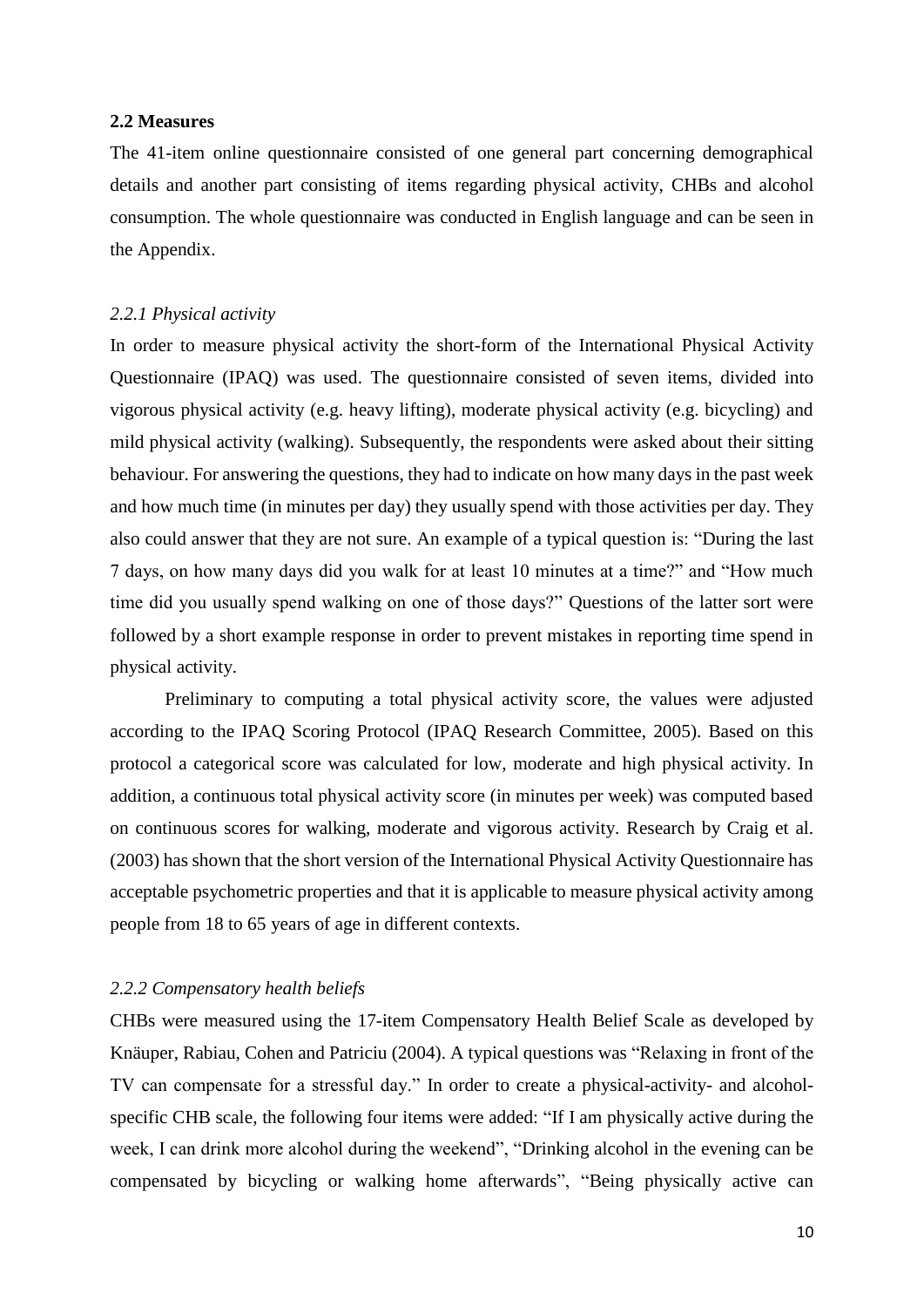## 2.2 Measures

The 41-item online questionnaire consisted of one general part concerning demographical details and another part consisting of items regarding physical activity, CHBs and alcohol consumption. The whole questionnaire was conducted in English language and can be seen in the Appendix.

### *2.2.1 Physical activity*

In order to measure physical activity the short-form of the International Physical Activity Questionnaire (IPAQ) was used. The questionnaire consisted of seven items, divided into vigorous physical activity (e.g. heavy lifting), moderate physical activity (e.g. bicycling) and mild physical activity (walking). Subsequently, the respondents were asked about their sitting behaviour. For answering the questions, they had to indicate on how many days in the past week and how much time (in minutes per day) they usually spend with those activities per day. They also could answer that they are not sure. An example of a typical question is: "During the last 7 days, on how many days did you walk for at least 10 minutes at a time?" and "How much time did you usually spend walking on one of those days?" Questions of the latter sort were followed by a short example response in order to prevent mistakes in reporting time spend in physical activity.

Preliminary to computing a total physical activity score, the values were adjusted according to the IPAQ Scoring Protocol (IPAQ Research Committee, 2005). Based on this protocol a categorical score was calculated for low, moderate and high physical activity. In addition, a continuous total physical activity score (in minutes per week) was computed based on continuous scores for walking, moderate and vigorous activity. Research by Craig et al. (2003) has shown that the short version of the International Physical Activity Questionnaire has acceptable psychometric properties and that it is applicable to measure physical activity among people from 18 to 65 years of age in different contexts.

### *2.2.2 Compensatory health beliefs*

CHBs were measured using the 17-item Compensatory Health Belief Scale as developed by Knäuper, Rabiau, Cohen and Patriciu (2004). A typical questions was "Relaxing in front of the TV can compensate for a stressful day." In order to create a physical-activity- and alcohol-specific CHB scale, the following four items were added: "If I am physically active during the week, I can drink more alcohol during the weekend", "Drinking alcohol in the evening can be compensated by bicycling or walking home afterwards", "Being physically active can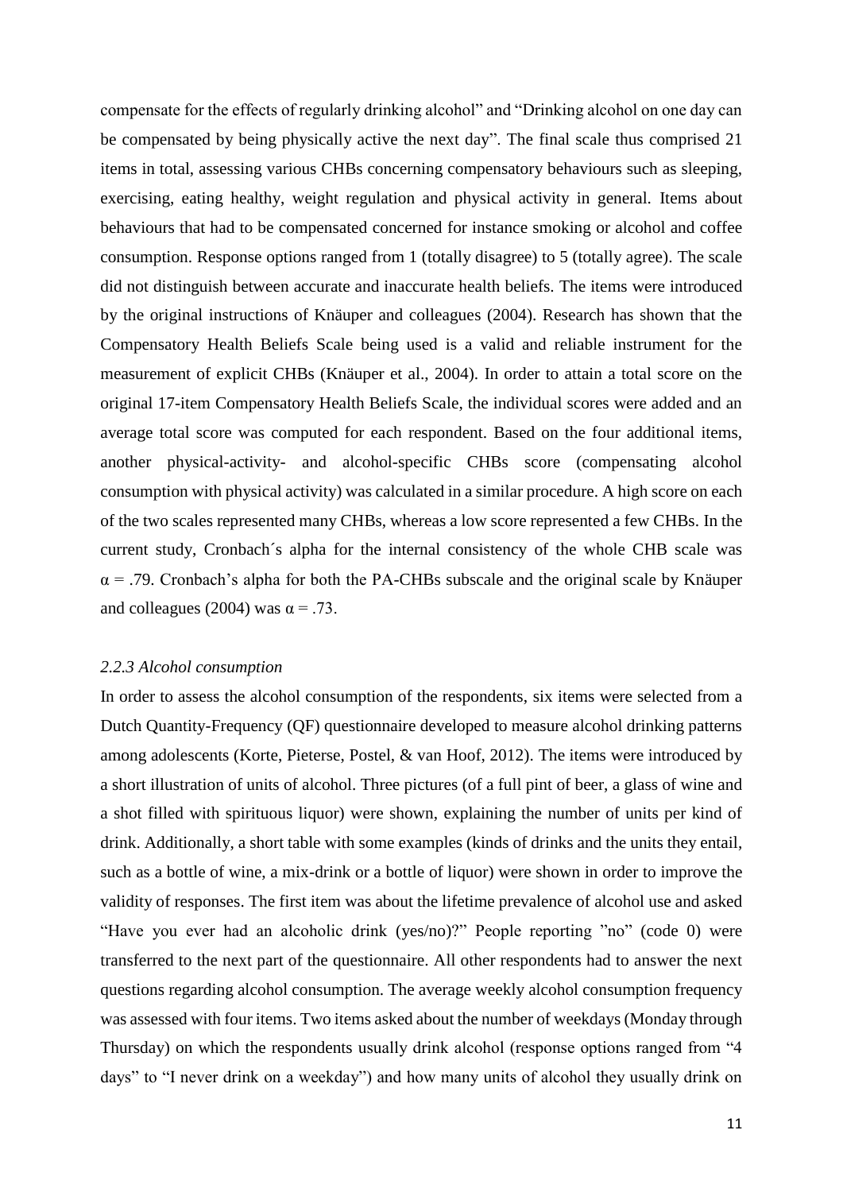compensate for the effects of regularly drinking alcohol" and "Drinking alcohol on one day can be compensated by being physically active the next day". The final scale thus comprised 21 items in total, assessing various CHBs concerning compensatory behaviours such as sleeping, exercising, eating healthy, weight regulation and physical activity in general. Items about behaviours that had to be compensated concerned for instance smoking or alcohol and coffee consumption. Response options ranged from 1 (totally disagree) to 5 (totally agree). The scale did not distinguish between accurate and inaccurate health beliefs. The items were introduced by the original instructions of Knäuper and colleagues (2004). Research has shown that the Compensatory Health Beliefs Scale being used is a valid and reliable instrument for the measurement of explicit CHBs (Knäuper et al., 2004). In order to attain a total score on the original 17-item Compensatory Health Beliefs Scale, the individual scores were added and an average total score was computed for each respondent. Based on the four additional items, another physical-activity- and alcohol-specific CHBs score (compensating alcohol consumption with physical activity) was calculated in a similar procedure. A high score on each of the two scales represented many CHBs, whereas a low score represented a few CHBs. In the current study, Cronbach´s alpha for the internal consistency of the whole CHB scale was $\alpha = .79$. Cronbach's alpha for both the PA-CHBs subscale and the original scale by Knäuper and colleagues (2004) was $\alpha = .73$.

### *2.2.3 Alcohol consumption*

In order to assess the alcohol consumption of the respondents, six items were selected from a Dutch Quantity-Frequency (QF) questionnaire developed to measure alcohol drinking patterns among adolescents (Korte, Pieterse, Postel, & van Hoof, 2012). The items were introduced by a short illustration of units of alcohol. Three pictures (of a full pint of beer, a glass of wine and a shot filled with spirituous liquor) were shown, explaining the number of units per kind of drink. Additionally, a short table with some examples (kinds of drinks and the units they entail, such as a bottle of wine, a mix-drink or a bottle of liquor) were shown in order to improve the validity of responses. The first item was about the lifetime prevalence of alcohol use and asked "Have you ever had an alcoholic drink (yes/no)?" People reporting "no" (code 0) were transferred to the next part of the questionnaire. All other respondents had to answer the next questions regarding alcohol consumption. The average weekly alcohol consumption frequency was assessed with four items. Two items asked about the number of weekdays (Monday through Thursday) on which the respondents usually drink alcohol (response options ranged from "4 days" to "I never drink on a weekday") and how many units of alcohol they usually drink on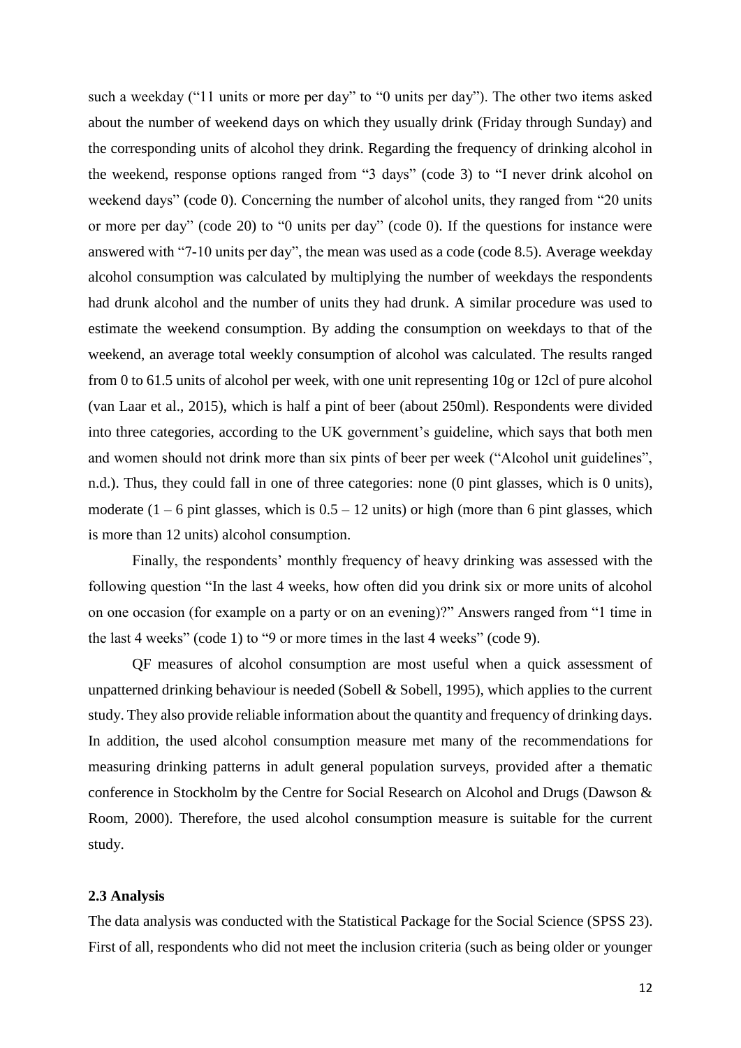such a weekday ("11 units or more per day" to "0 units per day"). The other two items asked about the number of weekend days on which they usually drink (Friday through Sunday) and the corresponding units of alcohol they drink. Regarding the frequency of drinking alcohol in the weekend, response options ranged from "3 days" (code 3) to "I never drink alcohol on weekend days" (code 0). Concerning the number of alcohol units, they ranged from "20 units or more per day" (code 20) to "0 units per day" (code 0). If the questions for instance were answered with "7-10 units per day", the mean was used as a code (code 8.5). Average weekday alcohol consumption was calculated by multiplying the number of weekdays the respondents had drunk alcohol and the number of units they had drunk. A similar procedure was used to estimate the weekend consumption. By adding the consumption on weekdays to that of the weekend, an average total weekly consumption of alcohol was calculated. The results ranged from 0 to 61.5 units of alcohol per week, with one unit representing 10g or 12cl of pure alcohol (van Laar et al., 2015), which is half a pint of beer (about 250ml). Respondents were divided into three categories, according to the UK government's guideline, which says that both men and women should not drink more than six pints of beer per week ("Alcohol unit guidelines", n.d.). Thus, they could fall in one of three categories: none (0 pint glasses, which is 0 units), moderate (1 – 6 pint glasses, which is 0.5 – 12 units) or high (more than 6 pint glasses, which is more than 12 units) alcohol consumption.

Finally, the respondents' monthly frequency of heavy drinking was assessed with the following question "In the last 4 weeks, how often did you drink six or more units of alcohol on one occasion (for example on a party or on an evening)?" Answers ranged from "1 time in the last 4 weeks" (code 1) to "9 or more times in the last 4 weeks" (code 9).

QF measures of alcohol consumption are most useful when a quick assessment of unpatterned drinking behaviour is needed (Sobell & Sobell, 1995), which applies to the current study. They also provide reliable information about the quantity and frequency of drinking days. In addition, the used alcohol consumption measure met many of the recommendations for measuring drinking patterns in adult general population surveys, provided after a thematic conference in Stockholm by the Centre for Social Research on Alcohol and Drugs (Dawson & Room, 2000). Therefore, the used alcohol consumption measure is suitable for the current study.

### 2.3 Analysis

The data analysis was conducted with the Statistical Package for the Social Science (SPSS 23). First of all, respondents who did not meet the inclusion criteria (such as being older or younger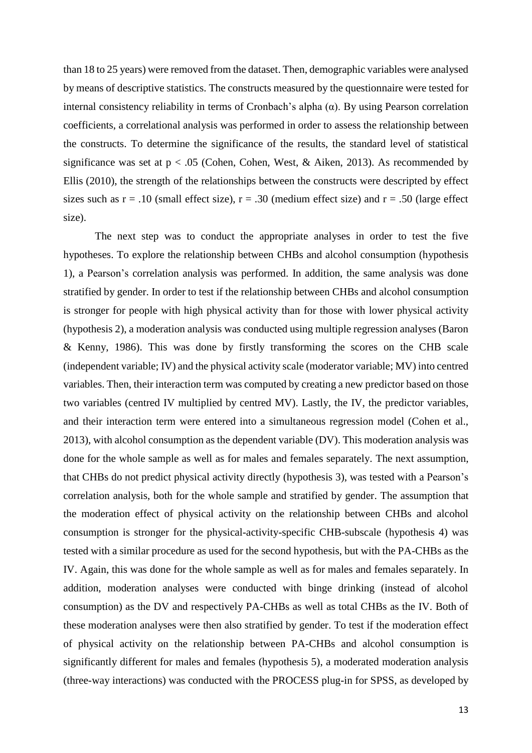than 18 to 25 years) were removed from the dataset. Then, demographic variables were analysed by means of descriptive statistics. The constructs measured by the questionnaire were tested for internal consistency reliability in terms of Cronbach's alpha (α). By using Pearson correlation coefficients, a correlational analysis was performed in order to assess the relationship between the constructs. To determine the significance of the results, the standard level of statistical significance was set at $p < .05$ (Cohen, Cohen, West, & Aiken, 2013). As recommended by Ellis (2010), the strength of the relationships between the constructs were descripted by effect sizes such as $r = .10$ (small effect size), $r = .30$ (medium effect size) and $r = .50$ (large effect size).

The next step was to conduct the appropriate analyses in order to test the five hypotheses. To explore the relationship between CHBs and alcohol consumption (hypothesis 1), a Pearson's correlation analysis was performed. In addition, the same analysis was done stratified by gender. In order to test if the relationship between CHBs and alcohol consumption is stronger for people with high physical activity than for those with lower physical activity (hypothesis 2), a moderation analysis was conducted using multiple regression analyses (Baron & Kenny, 1986). This was done by firstly transforming the scores on the CHB scale (independent variable; IV) and the physical activity scale (moderator variable; MV) into centred variables. Then, their interaction term was computed by creating a new predictor based on those two variables (centred IV multiplied by centred MV). Lastly, the IV, the predictor variables, and their interaction term were entered into a simultaneous regression model (Cohen et al., 2013), with alcohol consumption as the dependent variable (DV). This moderation analysis was done for the whole sample as well as for males and females separately. The next assumption, that CHBs do not predict physical activity directly (hypothesis 3), was tested with a Pearson's correlation analysis, both for the whole sample and stratified by gender. The assumption that the moderation effect of physical activity on the relationship between CHBs and alcohol consumption is stronger for the physical-activity-specific CHB-subscale (hypothesis 4) was tested with a similar procedure as used for the second hypothesis, but with the PA-CHBs as the IV. Again, this was done for the whole sample as well as for males and females separately. In addition, moderation analyses were conducted with binge drinking (instead of alcohol consumption) as the DV and respectively PA-CHBs as well as total CHBs as the IV. Both of these moderation analyses were then also stratified by gender. To test if the moderation effect of physical activity on the relationship between PA-CHBs and alcohol consumption is significantly different for males and females (hypothesis 5), a moderated moderation analysis (three-way interactions) was conducted with the PROCESS plug-in for SPSS, as developed by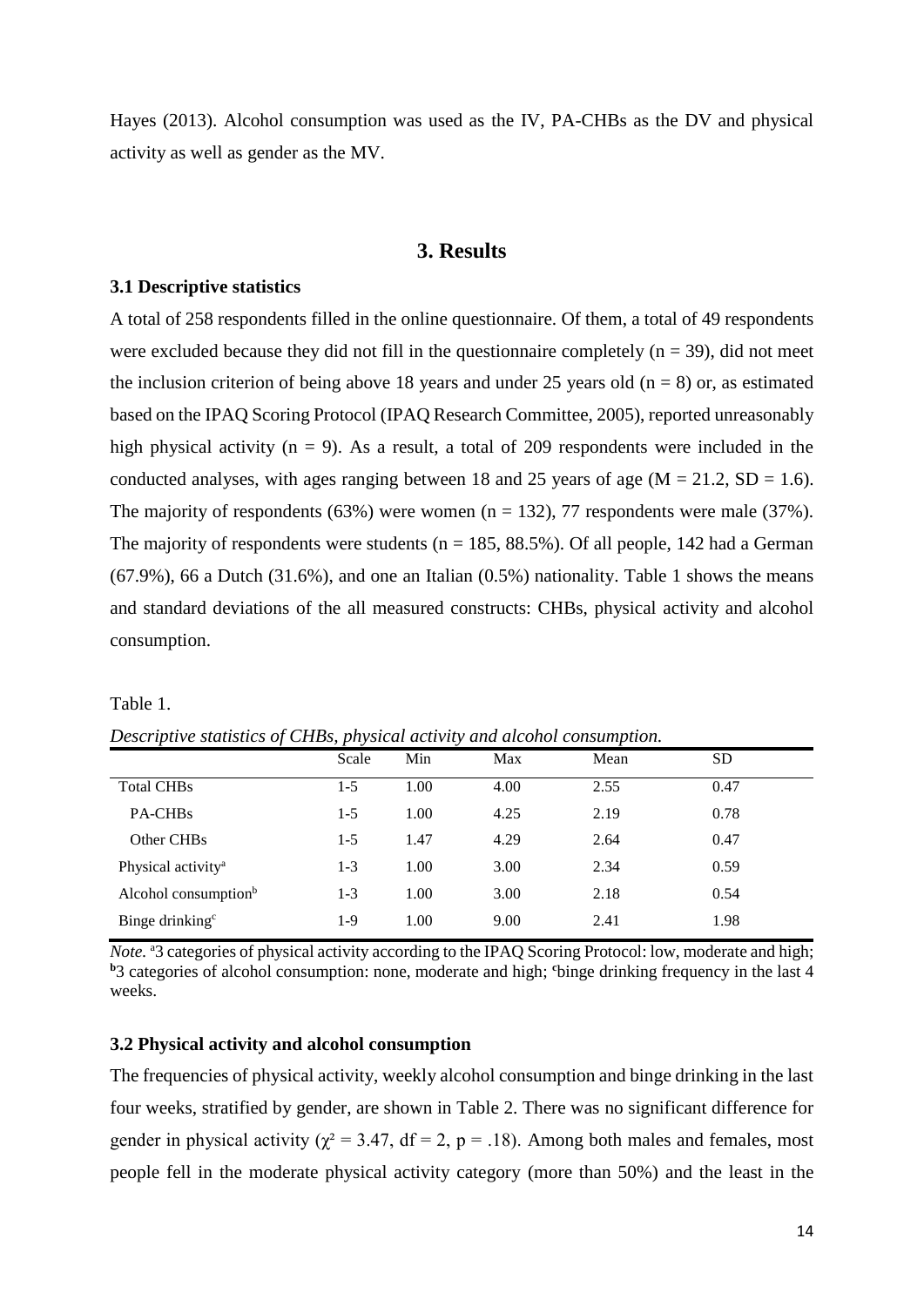Hayes (2013). Alcohol consumption was used as the IV, PA-CHBs as the DV and physical activity as well as gender as the MV.

# 3. Results

### 3.1 Descriptive statistics

A total of 258 respondents filled in the online questionnaire. Of them, a total of 49 respondents were excluded because they did not fill in the questionnaire completely (n = 39), did not meet the inclusion criterion of being above 18 years and under 25 years old (n = 8) or, as estimated based on the IPAQ Scoring Protocol (IPAQ Research Committee, 2005), reported unreasonably high physical activity (n = 9). As a result, a total of 209 respondents were included in the conducted analyses, with ages ranging between 18 and 25 years of age (M = 21.2, SD = 1.6). The majority of respondents (63%) were women (n = 132), 77 respondents were male (37%). The majority of respondents were students (n = 185, 88.5%). Of all people, 142 had a German (67.9%), 66 a Dutch (31.6%), and one an Italian (0.5%) nationality. Table 1 shows the means and standard deviations of the all measured constructs: CHBs, physical activity and alcohol consumption.

Table 1.

*Descriptive statistics of CHBs, physical activity and alcohol consumption.*

| | Scale | Min | Max | Mean | SD |
|---|---|---|---|---|---|
| Total CHBs | 1-5 | 1.00 | 4.00 | 2.55 | 0.47 |
| PA-CHBs | 1-5 | 1.00 | 4.25 | 2.19 | 0.78 |
| Other CHBs | 1-5 | 1.47 | 4.29 | 2.64 | 0.47 |
| Physical activity[a] | 1-3 | 1.00 | 3.00 | 2.34 | 0.59 |
| Alcohol consumption[b] | 1-3 | 1.00 | 3.00 | 2.18 | 0.54 |
| Binge drinking[c] | 1-9 | 1.00 | 9.00 | 2.41 | 1.98 |

*Note.* [a]3 categories of physical activity according to the IPAQ Scoring Protocol: low, moderate and high; [b]3 categories of alcohol consumption: none, moderate and high; [c]binge drinking frequency in the last 4 weeks.

### 3.2 Physical activity and alcohol consumption

The frequencies of physical activity, weekly alcohol consumption and binge drinking in the last four weeks, stratified by gender, are shown in Table 2. There was no significant difference for gender in physical activity ($\chi^2 = 3.47$, df = 2, $p = .18$). Among both males and females, most people fell in the moderate physical activity category (more than 50%) and the least in the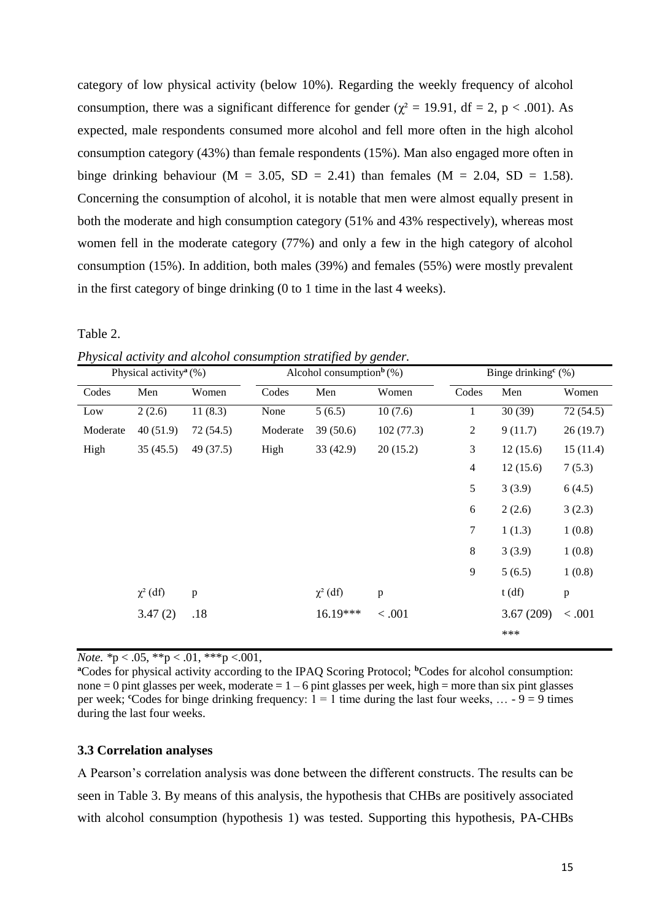category of low physical activity (below 10%). Regarding the weekly frequency of alcohol consumption, there was a significant difference for gender ($\chi^2 = 19.91$, df = 2, $p < .001$). As expected, male respondents consumed more alcohol and fell more often in the high alcohol consumption category (43%) than female respondents (15%). Man also engaged more often in binge drinking behaviour (M = 3.05, SD = 2.41) than females (M = 2.04, SD = 1.58). Concerning the consumption of alcohol, it is notable that men were almost equally present in both the moderate and high consumption category (51% and 43% respectively), whereas most women fell in the moderate category (77%) and only a few in the high category of alcohol consumption (15%). In addition, both males (39%) and females (55%) were mostly prevalent in the first category of binge drinking (0 to 1 time in the last 4 weeks).

Table 2.

*Physical activity and alcohol consumption stratified by gender.*

| Physical activity[a] (%) | | | Alcohol consumption[b] (%) | | | Binge drinking[c] (%) | | |
|---|---|---|---|---|---|---|---|---|
| Codes | Men | Women | Codes | Men | Women | Codes | Men | Women |
| Low | 2 (2.6) | 11 (8.3) | None | 5 (6.5) | 10 (7.6) | 1 | 30 (39) | 72 (54.5) |
| Moderate | 40 (51.9) | 72 (54.5) | Moderate | 39 (50.6) | 102 (77.3) | 2 | 9 (11.7) | 26 (19.7) |
| High | 35 (45.5) | 49 (37.5) | High | 33 (42.9) | 20 (15.2) | 3 | 12 (15.6) | 15 (11.4) |
| | | | | | | 4 | 12 (15.6) | 7 (5.3) |
| | | | | | | 5 | 3 (3.9) | 6 (4.5) |
| | | | | | | 6 | 2 (2.6) | 3 (2.3) |
| | | | | | | 7 | 1 (1.3) | 1 (0.8) |
| | | | | | | 8 | 3 (3.9) | 1 (0.8) |
| | | | | | | 9 | 5 (6.5) | 1 (0.8) |
| | $\chi^2$ (df) | p | | $\chi^2$ (df) | p | | t (df) | p |
| | 3.47 (2) | .18 | | 16.19*** | < .001 | | 3.67 (209) *** | < .001 |

*Note.* *p < .05, **p < .01, ***p <.001,
[a]Codes for physical activity according to the IPAQ Scoring Protocol; [b]Codes for alcohol consumption: none = 0 pint glasses per week, moderate = 1 – 6 pint glasses per week, high = more than six pint glasses per week; [c]Codes for binge drinking frequency: 1 = 1 time during the last four weeks, … - 9 = 9 times during the last four weeks.

### 3.3 Correlation analyses

A Pearson's correlation analysis was done between the different constructs. The results can be seen in Table 3. By means of this analysis, the hypothesis that CHBs are positively associated with alcohol consumption (hypothesis 1) was tested. Supporting this hypothesis, PA-CHBs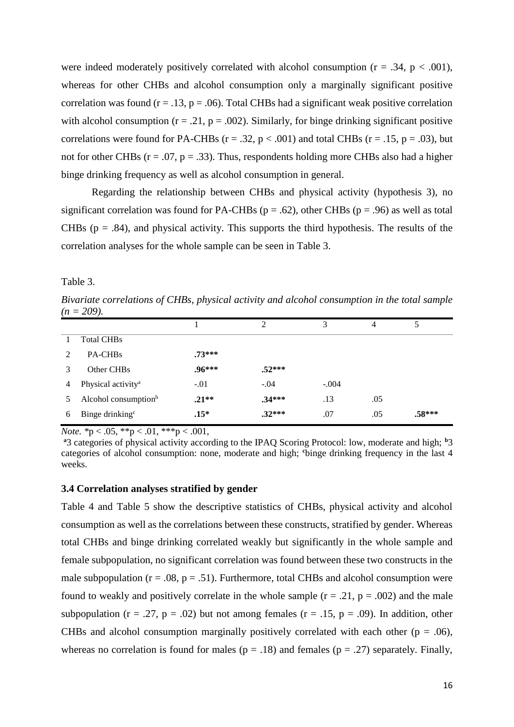were indeed moderately positively correlated with alcohol consumption ($r = .34$, $p < .001$), whereas for other CHBs and alcohol consumption only a marginally significant positive correlation was found ($r = .13$, $p = .06$). Total CHBs had a significant weak positive correlation with alcohol consumption ($r = .21$, $p = .002$). Similarly, for binge drinking significant positive correlations were found for PA-CHBs ($r = .32$, $p < .001$) and total CHBs ($r = .15$, $p = .03$), but not for other CHBs ($r = .07$, $p = .33$). Thus, respondents holding more CHBs also had a higher binge drinking frequency as well as alcohol consumption in general.

Regarding the relationship between CHBs and physical activity (hypothesis 3), no significant correlation was found for PA-CHBs ($p = .62$), other CHBs ($p = .96$) as well as total CHBs ($p = .84$), and physical activity. This supports the third hypothesis. The results of the correlation analyses for the whole sample can be seen in Table 3.

Table 3.

*Bivariate correlations of CHBs, physical activity and alcohol consumption in the total sample (n = 209).*

| | | 1 | 2 | 3 | 4 | 5 |
|---|---|---|---|---|---|---|
| 1 | Total CHBs | | | | | |
| 2 | PA-CHBs | **.73*** ** | | | | |
| 3 | Other CHBs | **.96*** ** | **.52*** ** | | | |
| 4 | Physical activity[a] | -.01 | -.04 | -.004 | | |
| 5 | Alcohol consumption[b] | **.21** ** | **.34*** ** | .13 | .05 | |
| 6 | Binge drinking[c] | **.15* ** | **.32*** ** | .07 | .05 | **.58*** ** |

*Note.* *p < .05, **p < .01, ***p < .001,
[a]3 categories of physical activity according to the IPAQ Scoring Protocol: low, moderate and high; [b]3 categories of alcohol consumption: none, moderate and high; [c]binge drinking frequency in the last 4 weeks.

### 3.4 Correlation analyses stratified by gender

Table 4 and Table 5 show the descriptive statistics of CHBs, physical activity and alcohol consumption as well as the correlations between these constructs, stratified by gender. Whereas total CHBs and binge drinking correlated weakly but significantly in the whole sample and female subpopulation, no significant correlation was found between these two constructs in the male subpopulation ($r = .08$, $p = .51$). Furthermore, total CHBs and alcohol consumption were found to weakly and positively correlate in the whole sample ($r = .21$, $p = .002$) and the male subpopulation ($r = .27$, $p = .02$) but not among females ($r = .15$, $p = .09$). In addition, other CHBs and alcohol consumption marginally positively correlated with each other ($p = .06$), whereas no correlation is found for males ($p = .18$) and females ($p = .27$) separately. Finally,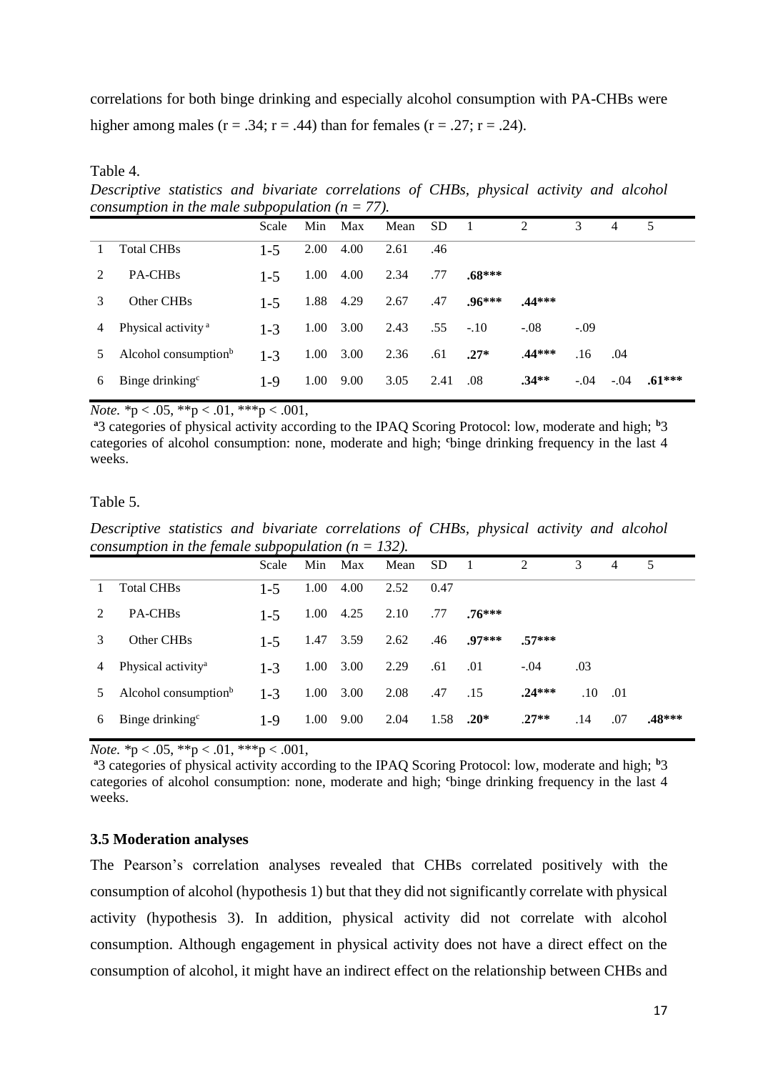correlations for both binge drinking and especially alcohol consumption with PA-CHBs were higher among males ($r = .34$; $r = .44$) than for females ($r = .27$; $r = .24$).

Table 4.

*Descriptive statistics and bivariate correlations of CHBs, physical activity and alcohol consumption in the male subpopulation (n = 77).*

| | | Scale | Min | Max | Mean | SD | 1 | 2 | 3 | 4 | 5 |
|---|---|---|---|---|---|---|---|---|---|---|---|
| 1 | Total CHBs | 1-5 | 2.00 | 4.00 | 2.61 | .46 | | | | | |
| 2 | PA-CHBs | 1-5 | 1.00 | 4.00 | 2.34 | .77 | **.68*** ** | | | | |
| 3 | Other CHBs | 1-5 | 1.88 | 4.29 | 2.67 | .47 | **.96*** ** | **.44*** ** | | | |
| 4 | Physical activity [a] | 1-3 | 1.00 | 3.00 | 2.43 | .55 | -.10 | -.08 | -.09 | | |
| 5 | Alcohol consumption[b] | 1-3 | 1.00 | 3.00 | 2.36 | .61 | **.27*** | **.44*** ** | .16 | .04 | |
| 6 | Binge drinking[c] | 1-9 | 1.00 | 9.00 | 3.05 | 2.41 | .08 | **.34**** | -.04 | -.04 | **.61*** ** |

*Note.* *p < .05, **p < .01, ***p < .001,

[a]3 categories of physical activity according to the IPAQ Scoring Protocol: low, moderate and high; [b]3 categories of alcohol consumption: none, moderate and high; [c]binge drinking frequency in the last 4 weeks.

Table 5.

*Descriptive statistics and bivariate correlations of CHBs, physical activity and alcohol consumption in the female subpopulation (n = 132).*

| | | Scale | Min | Max | Mean | SD | 1 | 2 | 3 | 4 | 5 |
|---|---|---|---|---|---|---|---|---|---|---|---|
| 1 | Total CHBs | 1-5 | 1.00 | 4.00 | 2.52 | 0.47 | | | | | |
| 2 | PA-CHBs | 1-5 | 1.00 | 4.25 | 2.10 | .77 | **.76*** ** | | | | |
| 3 | Other CHBs | 1-5 | 1.47 | 3.59 | 2.62 | .46 | **.97*** ** | **.57*** ** | | | |
| 4 | Physical activity[a] | 1-3 | 1.00 | 3.00 | 2.29 | .61 | .01 | -.04 | .03 | | |
| 5 | Alcohol consumption[b] | 1-3 | 1.00 | 3.00 | 2.08 | .47 | .15 | **.24*** ** | .10 | .01 | |
| 6 | Binge drinking[c] | 1-9 | 1.00 | 9.00 | 2.04 | 1.58 | **.20*** | .27** | .14 | .07 | **.48*** ** |

*Note.* *p < .05, **p < .01, ***p < .001,

[a]3 categories of physical activity according to the IPAQ Scoring Protocol: low, moderate and high; [b]3 categories of alcohol consumption: none, moderate and high; [c]binge drinking frequency in the last 4 weeks.

### 3.5 Moderation analyses

The Pearson's correlation analyses revealed that CHBs correlated positively with the consumption of alcohol (hypothesis 1) but that they did not significantly correlate with physical activity (hypothesis 3). In addition, physical activity did not correlate with alcohol consumption. Although engagement in physical activity does not have a direct effect on the consumption of alcohol, it might have an indirect effect on the relationship between CHBs and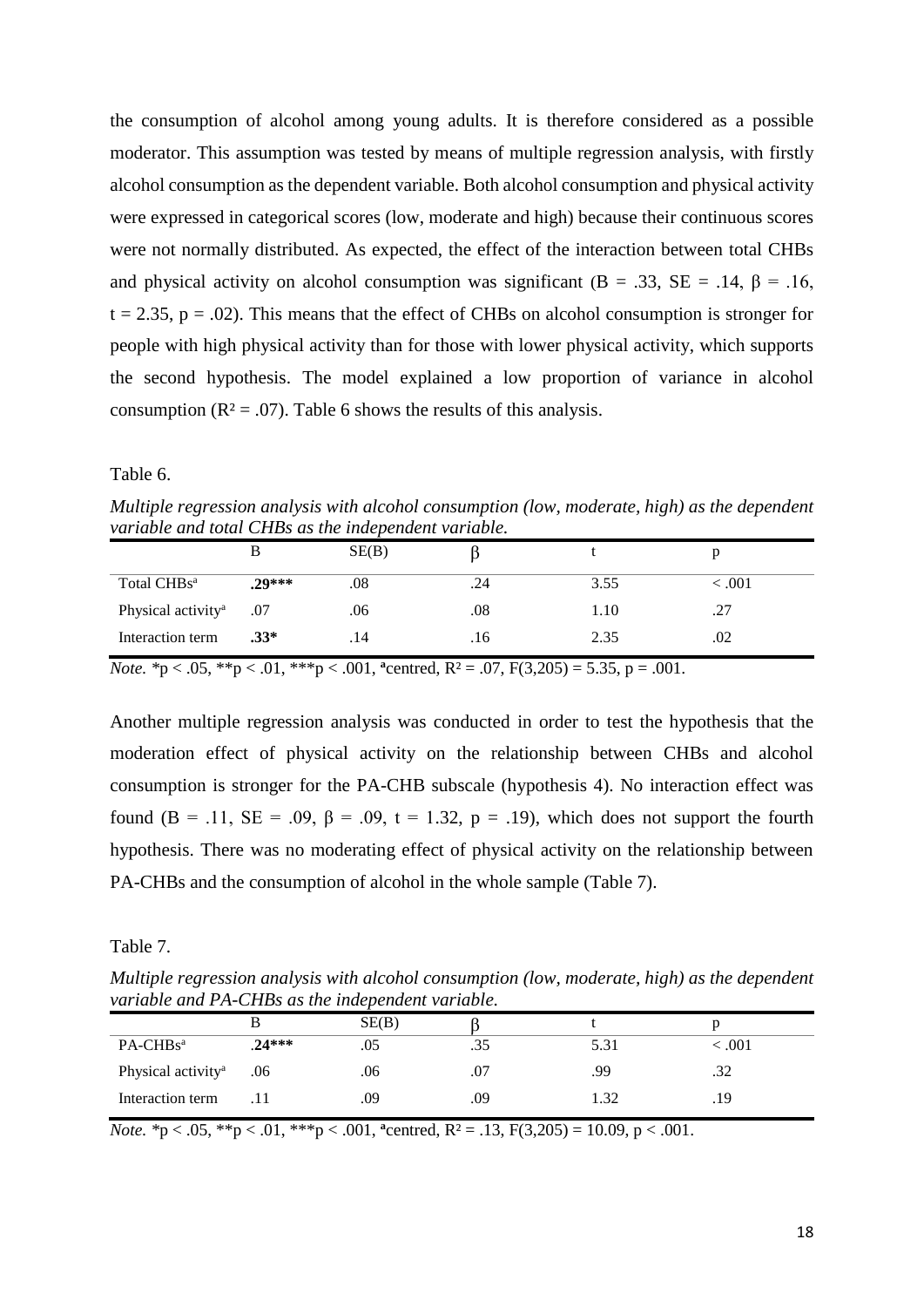the consumption of alcohol among young adults. It is therefore considered as a possible moderator. This assumption was tested by means of multiple regression analysis, with firstly alcohol consumption as the dependent variable. Both alcohol consumption and physical activity were expressed in categorical scores (low, moderate and high) because their continuous scores were not normally distributed. As expected, the effect of the interaction between total CHBs and physical activity on alcohol consumption was significant (B = .33, SE = .14, $\beta$ = .16, t = 2.35, p = .02). This means that the effect of CHBs on alcohol consumption is stronger for people with high physical activity than for those with lower physical activity, which supports the second hypothesis. The model explained a low proportion of variance in alcohol consumption ($R^2$ = .07). Table 6 shows the results of this analysis.

Table 6.

*Multiple regression analysis with alcohol consumption (low, moderate, high) as the dependent variable and total CHBs as the independent variable.*

| | B | SE(B) | $\beta$ | t | p |
|---|---|---|---|---|---|
| Total CHBs[a] | **.29*** ** | .08 | .24 | 3.55 | < .001 |
| Physical activity[a] | .07 | .06 | .08 | 1.10 | .27 |
| Interaction term | **.33*** | .14 | .16 | 2.35 | .02 |

*Note.* *p < .05, **p < .01, ***p < .001, [a]centred, $R^2$ = .07, F(3,205) = 5.35, p = .001.

Another multiple regression analysis was conducted in order to test the hypothesis that the moderation effect of physical activity on the relationship between CHBs and alcohol consumption is stronger for the PA-CHB subscale (hypothesis 4). No interaction effect was found (B = .11, SE = .09, $\beta$ = .09, t = 1.32, p = .19), which does not support the fourth hypothesis. There was no moderating effect of physical activity on the relationship between PA-CHBs and the consumption of alcohol in the whole sample (Table 7).

Table 7.

*Multiple regression analysis with alcohol consumption (low, moderate, high) as the dependent variable and PA-CHBs as the independent variable.*

| | B | SE(B) | $\beta$ | t | p |
|---|---|---|---|---|---|
| PA-CHBs[a] | **.24*** ** | .05 | .35 | 5.31 | < .001 |
| Physical activity[a] | .06 | .06 | .07 | .99 | .32 |
| Interaction term | .11 | .09 | .09 | 1.32 | .19 |

*Note.* *p < .05, **p < .01, ***p < .001, [a]centred, $R^2$ = .13, F(3,205) = 10.09, p < .001.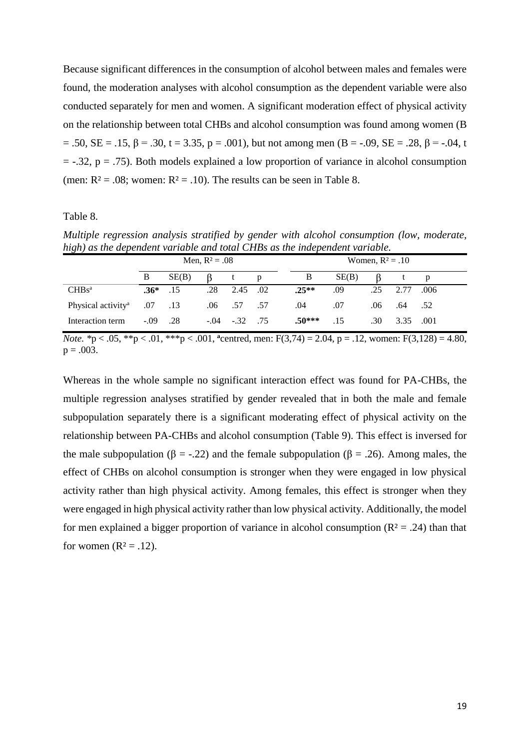Because significant differences in the consumption of alcohol between males and females were found, the moderation analyses with alcohol consumption as the dependent variable were also conducted separately for men and women. A significant moderation effect of physical activity on the relationship between total CHBs and alcohol consumption was found among women ($B = .50$, $SE = .15$, $\beta = .30$, $t = 3.35$, $p = .001$), but not among men ($B = -.09$, $SE = .28$, $\beta = -.04$, $t = -.32$, $p = .75$). Both models explained a low proportion of variance in alcohol consumption (men: $R^2 = .08$; women: $R^2 = .10$). The results can be seen in Table 8.

Table 8.

*Multiple regression analysis stratified by gender with alcohol consumption (low, moderate, high) as the dependent variable and total CHBs as the independent variable.*

| | Men, $R^2 = .08$ | | | | | Women, $R^2 = .10$ | | | | |
|---|---|---|---|---|---|---|---|---|---|---|
| | B | SE(B) | β | t | p | B | SE(B) | β | t | p |
| CHBs[a] | **.36*** | .15 | .28 | 2.45 | .02 | **.25**** | .09 | .25 | 2.77 | .006 |
| Physical activity[a] | .07 | .13 | .06 | .57 | .57 | .04 | .07 | .06 | .64 | .52 |
| Interaction term | -.09 | .28 | -.04 | -.32 | .75 | **.50***** | .15 | .30 | 3.35 | .001 |

*Note.* *$p < .05$, **$p < .01$, ***$p < .001$, [a]centred, men: $F(3,74) = 2.04$, $p = .12$, women: $F(3,128) = 4.80$, $p = .003$.

Whereas in the whole sample no significant interaction effect was found for PA-CHBs, the multiple regression analyses stratified by gender revealed that in both the male and female subpopulation separately there is a significant moderating effect of physical activity on the relationship between PA-CHBs and alcohol consumption (Table 9). This effect is inversed for the male subpopulation ($\beta = -.22$) and the female subpopulation ($\beta = .26$). Among males, the effect of CHBs on alcohol consumption is stronger when they were engaged in low physical activity rather than high physical activity. Among females, this effect is stronger when they were engaged in high physical activity rather than low physical activity. Additionally, the model for men explained a bigger proportion of variance in alcohol consumption ($R^2 = .24$) than that for women ($R^2 = .12$).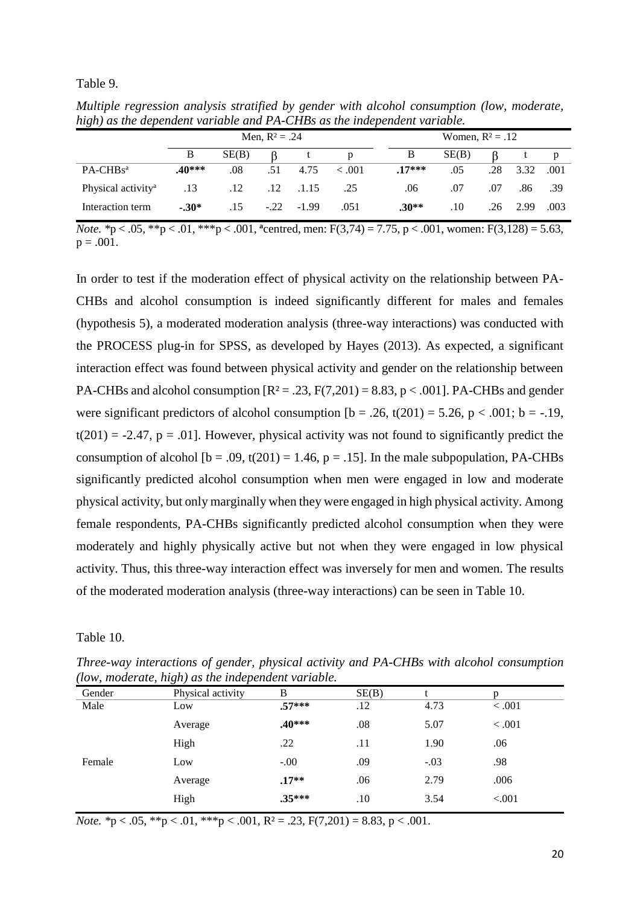Table 9.

*Multiple regression analysis stratified by gender with alcohol consumption (low, moderate, high) as the dependent variable and PA-CHBs as the independent variable.*

| | Men, $R^2 = .24$ | | | | | Women, $R^2 = .12$ | | | | |
|---|---|---|---|---|---|---|---|---|---|---|
| | B | SE(B) | β | t | p | B | SE(B) | β | t | p |
| PA-CHBs[a] | **.40*** ** | .08 | .51 | 4.75 | < .001 | **.17*** ** | .05 | .28 | 3.32 | .001 |
| Physical activity[a] | .13 | .12 | .12 | .1.15 | .25 | .06 | .07 | .07 | .86 | .39 |
| Interaction term | **-.30*** | .15 | -.22 | -1.99 | .051 | **.30**** | .10 | .26 | 2.99 | .003 |

*Note.* *p < .05, **p < .01, ***p < .001, [a]centred, men: $F(3,74) = 7.75$, $p < .001$, women: $F(3,128) = 5.63$, $p = .001$.

In order to test if the moderation effect of physical activity on the relationship between PA-CHBs and alcohol consumption is indeed significantly different for males and females (hypothesis 5), a moderated moderation analysis (three-way interactions) was conducted with the PROCESS plug-in for SPSS, as developed by Hayes (2013). As expected, a significant interaction effect was found between physical activity and gender on the relationship between PA-CHBs and alcohol consumption [$R^2 = .23$, $F(7,201) = 8.83$, $p < .001$]. PA-CHBs and gender were significant predictors of alcohol consumption [$b = .26$, $t(201) = 5.26$, $p < .001$; $b = -.19$, $t(201) = -2.47$, $p = .01$]. However, physical activity was not found to significantly predict the consumption of alcohol [$b = .09$, $t(201) = 1.46$, $p = .15$]. In the male subpopulation, PA-CHBs significantly predicted alcohol consumption when men were engaged in low and moderate physical activity, but only marginally when they were engaged in high physical activity. Among female respondents, PA-CHBs significantly predicted alcohol consumption when they were moderately and highly physically active but not when they were engaged in low physical activity. Thus, this three-way interaction effect was inversely for men and women. The results of the moderated moderation analysis (three-way interactions) can be seen in Table 10.

Table 10.

*Three-way interactions of gender, physical activity and PA-CHBs with alcohol consumption (low, moderate, high) as the independent variable.*

| Gender | Physical activity | B | SE(B) | t | p |
|---|---|---|---|---|---|
| Male | Low | **.57*** ** | .12 | 4.73 | < .001 |
| | Average | **.40*** ** | .08 | 5.07 | < .001 |
| | High | .22 | .11 | 1.90 | .06 |
| Female | Low | -.00 | .09 | -.03 | .98 |
| | Average | **.17**** | .06 | 2.79 | .006 |
| | High | **.35*** ** | .10 | 3.54 | <.001 |

*Note.* *p < .05, **p < .01, ***p < .001, $R^2 = .23$, $F(7,201) = 8.83$, $p < .001$.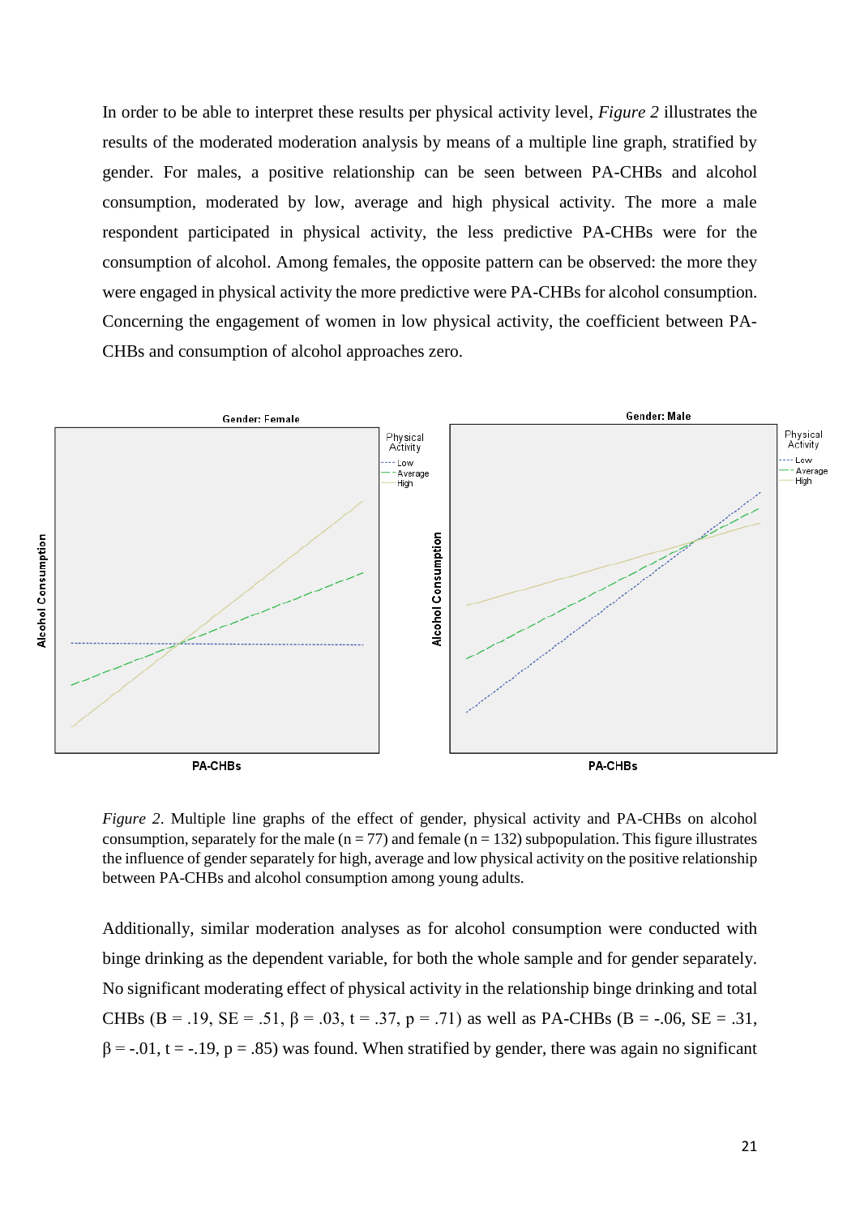In order to be able to interpret these results per physical activity level, *Figure 2* illustrates the results of the moderated moderation analysis by means of a multiple line graph, stratified by gender. For males, a positive relationship can be seen between PA-CHBs and alcohol consumption, moderated by low, average and high physical activity. The more a male respondent participated in physical activity, the less predictive PA-CHBs were for the consumption of alcohol. Among females, the opposite pattern can be observed: the more they were engaged in physical activity the more predictive were PA-CHBs for alcohol consumption. Concerning the engagement of women in low physical activity, the coefficient between PA-CHBs and consumption of alcohol approaches zero.

*Figure 2*. Multiple line graphs of the effect of gender, physical activity and PA-CHBs on alcohol consumption, separately for the male ($n = 77$) and female ($n = 132$) subpopulation. This figure illustrates the influence of gender separately for high, average and low physical activity on the positive relationship between PA-CHBs and alcohol consumption among young adults.

Additionally, similar moderation analyses as for alcohol consumption were conducted with binge drinking as the dependent variable, for both the whole sample and for gender separately. No significant moderating effect of physical activity in the relationship binge drinking and total CHBs ($B = .19$, $SE = .51$, $\beta = .03$, $t = .37$, $p = .71$) as well as PA-CHBs ($B = -.06$, $SE = .31$, $\beta = -.01$, $t = -.19$, $p = .85$) was found. When stratified by gender, there was again no significant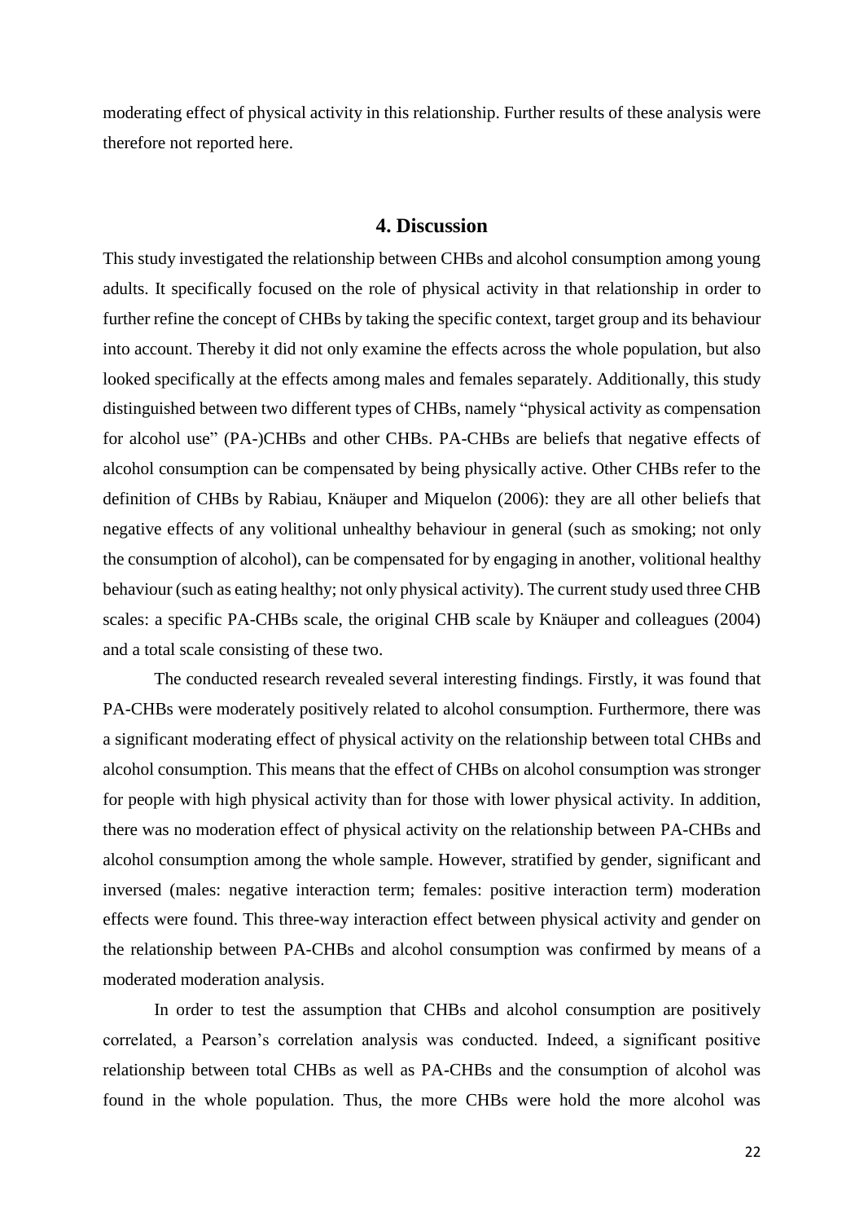moderating effect of physical activity in this relationship. Further results of these analysis were therefore not reported here.

## 4. Discussion

This study investigated the relationship between CHBs and alcohol consumption among young adults. It specifically focused on the role of physical activity in that relationship in order to further refine the concept of CHBs by taking the specific context, target group and its behaviour into account. Thereby it did not only examine the effects across the whole population, but also looked specifically at the effects among males and females separately. Additionally, this study distinguished between two different types of CHBs, namely "physical activity as compensation for alcohol use" (PA-)CHBs and other CHBs. PA-CHBs are beliefs that negative effects of alcohol consumption can be compensated by being physically active. Other CHBs refer to the definition of CHBs by Rabiau, Knäuper and Miquelon (2006): they are all other beliefs that negative effects of any volitional unhealthy behaviour in general (such as smoking; not only the consumption of alcohol), can be compensated for by engaging in another, volitional healthy behaviour (such as eating healthy; not only physical activity). The current study used three CHB scales: a specific PA-CHBs scale, the original CHB scale by Knäuper and colleagues (2004) and a total scale consisting of these two.

The conducted research revealed several interesting findings. Firstly, it was found that PA-CHBs were moderately positively related to alcohol consumption. Furthermore, there was a significant moderating effect of physical activity on the relationship between total CHBs and alcohol consumption. This means that the effect of CHBs on alcohol consumption was stronger for people with high physical activity than for those with lower physical activity. In addition, there was no moderation effect of physical activity on the relationship between PA-CHBs and alcohol consumption among the whole sample. However, stratified by gender, significant and inversed (males: negative interaction term; females: positive interaction term) moderation effects were found. This three-way interaction effect between physical activity and gender on the relationship between PA-CHBs and alcohol consumption was confirmed by means of a moderated moderation analysis.

In order to test the assumption that CHBs and alcohol consumption are positively correlated, a Pearson's correlation analysis was conducted. Indeed, a significant positive relationship between total CHBs as well as PA-CHBs and the consumption of alcohol was found in the whole population. Thus, the more CHBs were hold the more alcohol was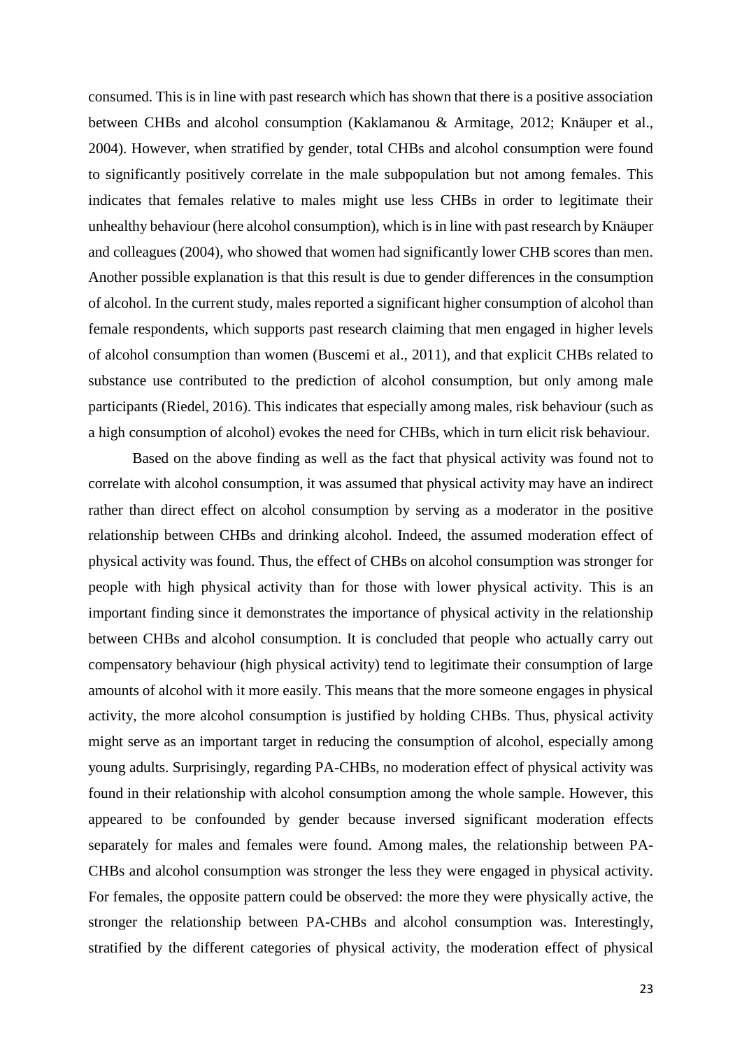consumed. This is in line with past research which has shown that there is a positive association between CHBs and alcohol consumption (Kaklamanou & Armitage, 2012; Knäuper et al., 2004). However, when stratified by gender, total CHBs and alcohol consumption were found to significantly positively correlate in the male subpopulation but not among females. This indicates that females relative to males might use less CHBs in order to legitimate their unhealthy behaviour (here alcohol consumption), which is in line with past research by Knäuper and colleagues (2004), who showed that women had significantly lower CHB scores than men. Another possible explanation is that this result is due to gender differences in the consumption of alcohol. In the current study, males reported a significant higher consumption of alcohol than female respondents, which supports past research claiming that men engaged in higher levels of alcohol consumption than women (Buscemi et al., 2011), and that explicit CHBs related to substance use contributed to the prediction of alcohol consumption, but only among male participants (Riedel, 2016). This indicates that especially among males, risk behaviour (such as a high consumption of alcohol) evokes the need for CHBs, which in turn elicit risk behaviour.

Based on the above finding as well as the fact that physical activity was found not to correlate with alcohol consumption, it was assumed that physical activity may have an indirect rather than direct effect on alcohol consumption by serving as a moderator in the positive relationship between CHBs and drinking alcohol. Indeed, the assumed moderation effect of physical activity was found. Thus, the effect of CHBs on alcohol consumption was stronger for people with high physical activity than for those with lower physical activity. This is an important finding since it demonstrates the importance of physical activity in the relationship between CHBs and alcohol consumption. It is concluded that people who actually carry out compensatory behaviour (high physical activity) tend to legitimate their consumption of large amounts of alcohol with it more easily. This means that the more someone engages in physical activity, the more alcohol consumption is justified by holding CHBs. Thus, physical activity might serve as an important target in reducing the consumption of alcohol, especially among young adults. Surprisingly, regarding PA-CHBs, no moderation effect of physical activity was found in their relationship with alcohol consumption among the whole sample. However, this appeared to be confounded by gender because inversed significant moderation effects separately for males and females were found. Among males, the relationship between PA-CHBs and alcohol consumption was stronger the less they were engaged in physical activity. For females, the opposite pattern could be observed: the more they were physically active, the stronger the relationship between PA-CHBs and alcohol consumption was. Interestingly, stratified by the different categories of physical activity, the moderation effect of physical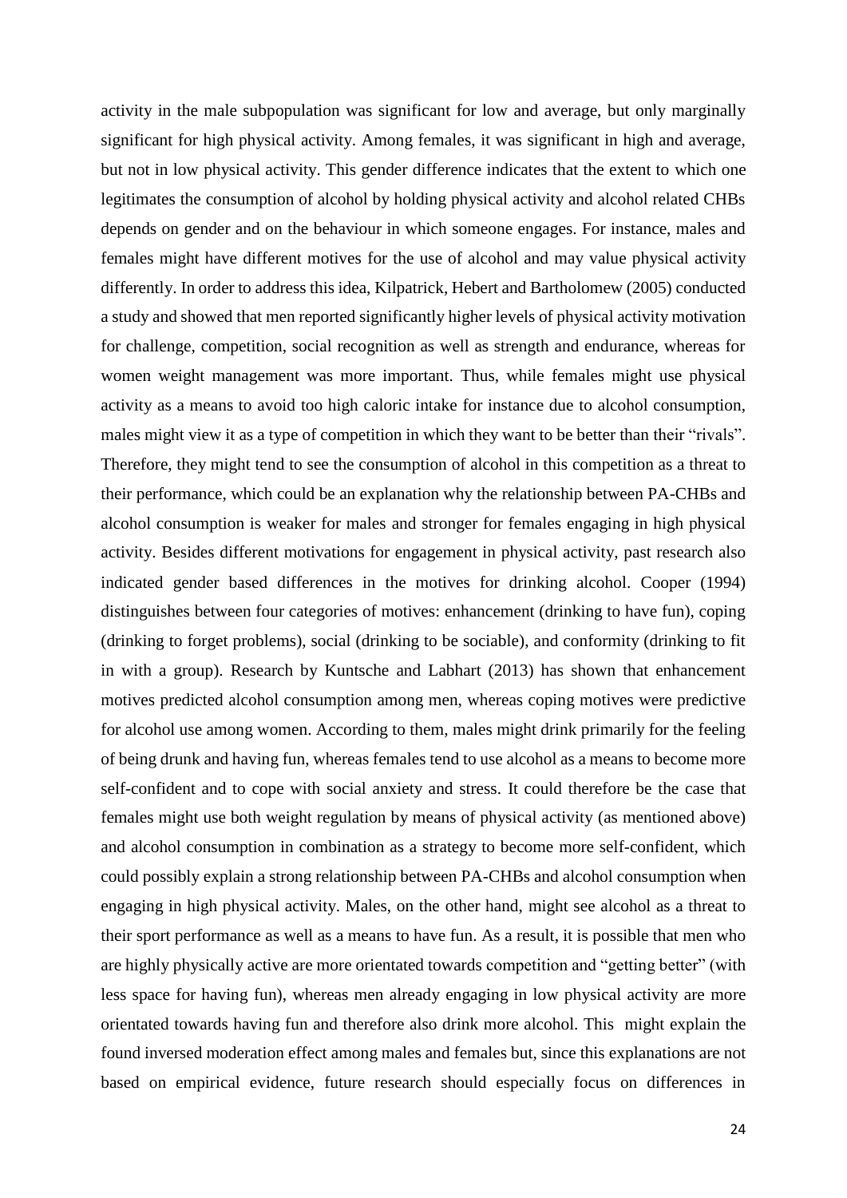activity in the male subpopulation was significant for low and average, but only marginally significant for high physical activity. Among females, it was significant in high and average, but not in low physical activity. This gender difference indicates that the extent to which one legitimates the consumption of alcohol by holding physical activity and alcohol related CHBs depends on gender and on the behaviour in which someone engages. For instance, males and females might have different motives for the use of alcohol and may value physical activity differently. In order to address this idea, Kilpatrick, Hebert and Bartholomew (2005) conducted a study and showed that men reported significantly higher levels of physical activity motivation for challenge, competition, social recognition as well as strength and endurance, whereas for women weight management was more important. Thus, while females might use physical activity as a means to avoid too high caloric intake for instance due to alcohol consumption, males might view it as a type of competition in which they want to be better than their "rivals". Therefore, they might tend to see the consumption of alcohol in this competition as a threat to their performance, which could be an explanation why the relationship between PA-CHBs and alcohol consumption is weaker for males and stronger for females engaging in high physical activity. Besides different motivations for engagement in physical activity, past research also indicated gender based differences in the motives for drinking alcohol. Cooper (1994) distinguishes between four categories of motives: enhancement (drinking to have fun), coping (drinking to forget problems), social (drinking to be sociable), and conformity (drinking to fit in with a group). Research by Kuntsche and Labhart (2013) has shown that enhancement motives predicted alcohol consumption among men, whereas coping motives were predictive for alcohol use among women. According to them, males might drink primarily for the feeling of being drunk and having fun, whereas females tend to use alcohol as a means to become more self-confident and to cope with social anxiety and stress. It could therefore be the case that females might use both weight regulation by means of physical activity (as mentioned above) and alcohol consumption in combination as a strategy to become more self-confident, which could possibly explain a strong relationship between PA-CHBs and alcohol consumption when engaging in high physical activity. Males, on the other hand, might see alcohol as a threat to their sport performance as well as a means to have fun. As a result, it is possible that men who are highly physically active are more orientated towards competition and "getting better" (with less space for having fun), whereas men already engaging in low physical activity are more orientated towards having fun and therefore also drink more alcohol. This might explain the found inversed moderation effect among males and females but, since this explanations are not based on empirical evidence, future research should especially focus on differences in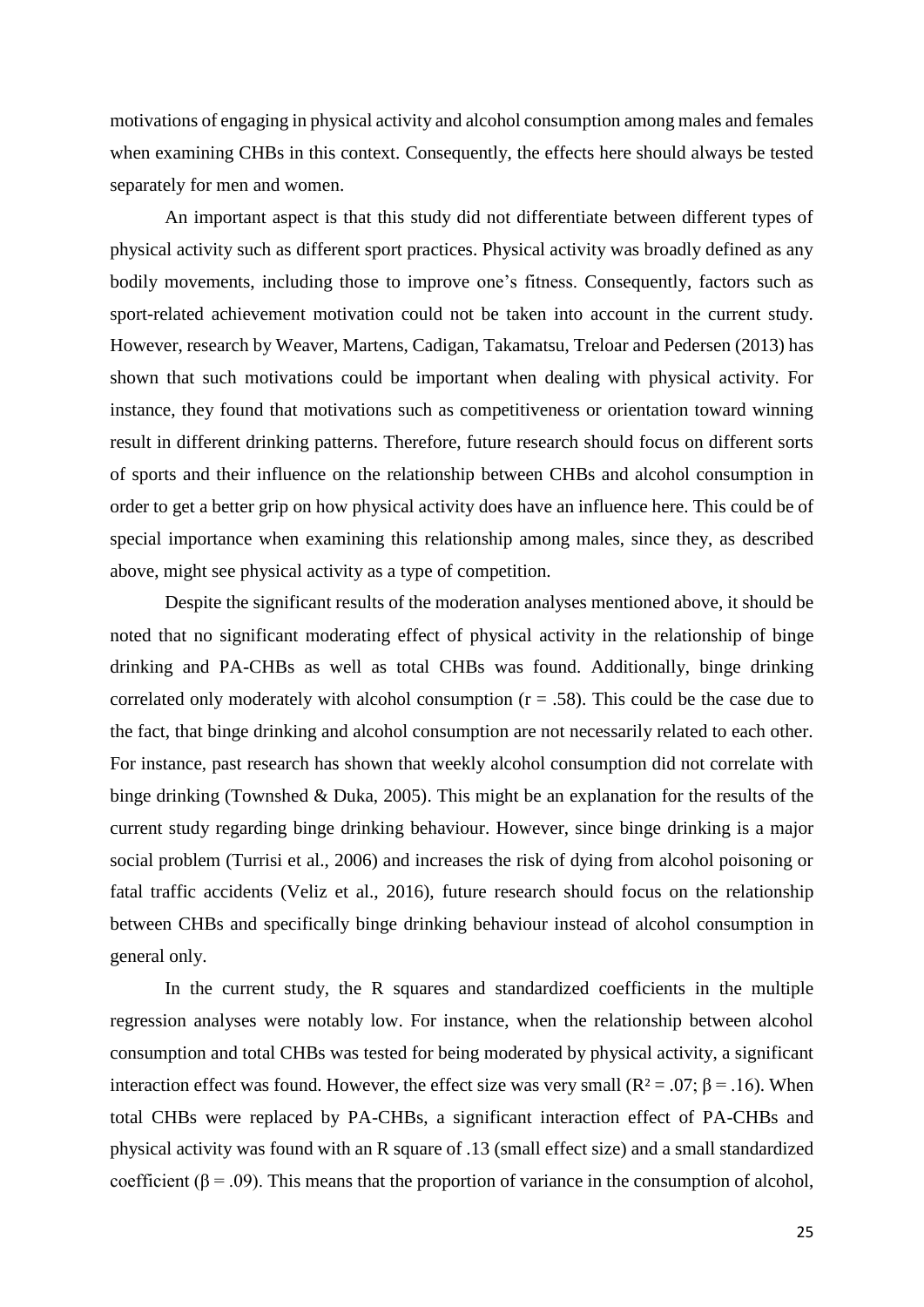motivations of engaging in physical activity and alcohol consumption among males and females when examining CHBs in this context. Consequently, the effects here should always be tested separately for men and women.

An important aspect is that this study did not differentiate between different types of physical activity such as different sport practices. Physical activity was broadly defined as any bodily movements, including those to improve one's fitness. Consequently, factors such as sport-related achievement motivation could not be taken into account in the current study. However, research by Weaver, Martens, Cadigan, Takamatsu, Treloar and Pedersen (2013) has shown that such motivations could be important when dealing with physical activity. For instance, they found that motivations such as competitiveness or orientation toward winning result in different drinking patterns. Therefore, future research should focus on different sorts of sports and their influence on the relationship between CHBs and alcohol consumption in order to get a better grip on how physical activity does have an influence here. This could be of special importance when examining this relationship among males, since they, as described above, might see physical activity as a type of competition.

Despite the significant results of the moderation analyses mentioned above, it should be noted that no significant moderating effect of physical activity in the relationship of binge drinking and PA-CHBs as well as total CHBs was found. Additionally, binge drinking correlated only moderately with alcohol consumption ($r = .58$). This could be the case due to the fact, that binge drinking and alcohol consumption are not necessarily related to each other. For instance, past research has shown that weekly alcohol consumption did not correlate with binge drinking (Townshed & Duka, 2005). This might be an explanation for the results of the current study regarding binge drinking behaviour. However, since binge drinking is a major social problem (Turrisi et al., 2006) and increases the risk of dying from alcohol poisoning or fatal traffic accidents (Veliz et al., 2016), future research should focus on the relationship between CHBs and specifically binge drinking behaviour instead of alcohol consumption in general only.

In the current study, the R squares and standardized coefficients in the multiple regression analyses were notably low. For instance, when the relationship between alcohol consumption and total CHBs was tested for being moderated by physical activity, a significant interaction effect was found. However, the effect size was very small ($R^2 = .07$; $\beta = .16$). When total CHBs were replaced by PA-CHBs, a significant interaction effect of PA-CHBs and physical activity was found with an R square of .13 (small effect size) and a small standardized coefficient ($\beta = .09$). This means that the proportion of variance in the consumption of alcohol,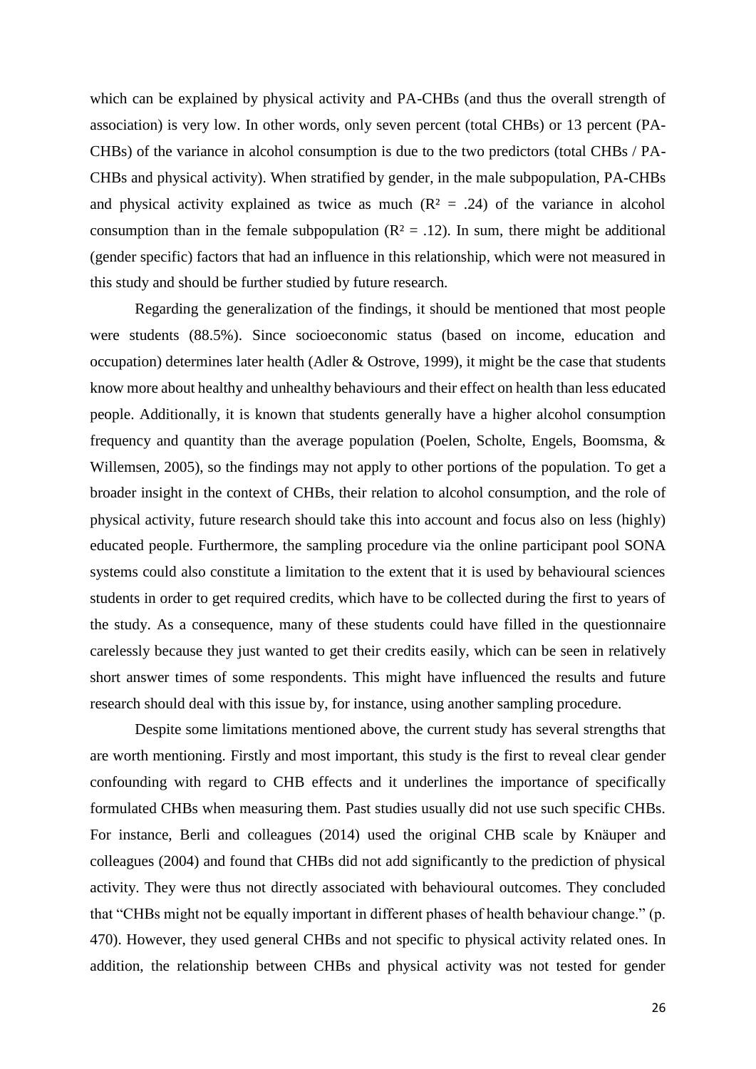which can be explained by physical activity and PA-CHBs (and thus the overall strength of association) is very low. In other words, only seven percent (total CHBs) or 13 percent (PA-CHBs) of the variance in alcohol consumption is due to the two predictors (total CHBs / PA-CHBs and physical activity). When stratified by gender, in the male subpopulation, PA-CHBs and physical activity explained as twice as much ($R^2$ = .24) of the variance in alcohol consumption than in the female subpopulation ($R^2$ = .12). In sum, there might be additional (gender specific) factors that had an influence in this relationship, which were not measured in this study and should be further studied by future research.

Regarding the generalization of the findings, it should be mentioned that most people were students (88.5%). Since socioeconomic status (based on income, education and occupation) determines later health (Adler & Ostrove, 1999), it might be the case that students know more about healthy and unhealthy behaviours and their effect on health than less educated people. Additionally, it is known that students generally have a higher alcohol consumption frequency and quantity than the average population (Poelen, Scholte, Engels, Boomsma, & Willemsen, 2005), so the findings may not apply to other portions of the population. To get a broader insight in the context of CHBs, their relation to alcohol consumption, and the role of physical activity, future research should take this into account and focus also on less (highly) educated people. Furthermore, the sampling procedure via the online participant pool SONA systems could also constitute a limitation to the extent that it is used by behavioural sciences students in order to get required credits, which have to be collected during the first to years of the study. As a consequence, many of these students could have filled in the questionnaire carelessly because they just wanted to get their credits easily, which can be seen in relatively short answer times of some respondents. This might have influenced the results and future research should deal with this issue by, for instance, using another sampling procedure.

Despite some limitations mentioned above, the current study has several strengths that are worth mentioning. Firstly and most important, this study is the first to reveal clear gender confounding with regard to CHB effects and it underlines the importance of specifically formulated CHBs when measuring them. Past studies usually did not use such specific CHBs. For instance, Berli and colleagues (2014) used the original CHB scale by Knäuper and colleagues (2004) and found that CHBs did not add significantly to the prediction of physical activity. They were thus not directly associated with behavioural outcomes. They concluded that "CHBs might not be equally important in different phases of health behaviour change." (p. 470). However, they used general CHBs and not specific to physical activity related ones. In addition, the relationship between CHBs and physical activity was not tested for gender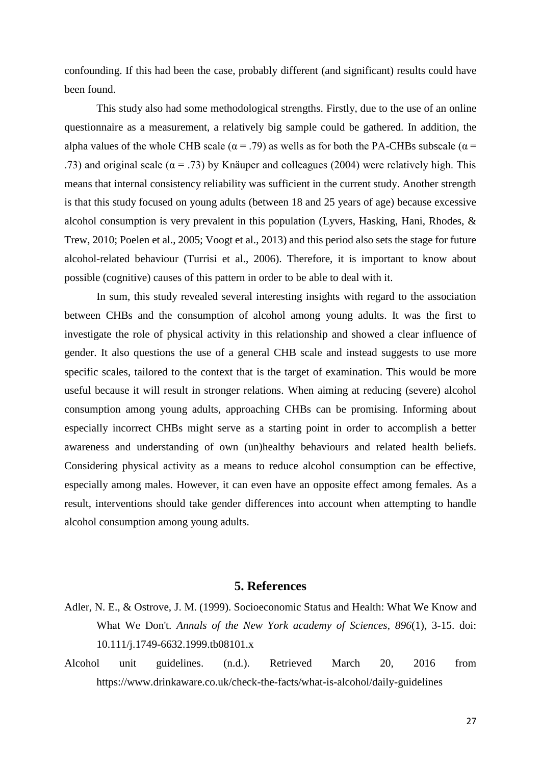confounding. If this had been the case, probably different (and significant) results could have been found.

This study also had some methodological strengths. Firstly, due to the use of an online questionnaire as a measurement, a relatively big sample could be gathered. In addition, the alpha values of the whole CHB scale ($\alpha = .79$) as wells as for both the PA-CHBs subscale ($\alpha = .73$) and original scale ($\alpha = .73$) by Knäuper and colleagues (2004) were relatively high. This means that internal consistency reliability was sufficient in the current study. Another strength is that this study focused on young adults (between 18 and 25 years of age) because excessive alcohol consumption is very prevalent in this population (Lyvers, Hasking, Hani, Rhodes, & Trew, 2010; Poelen et al., 2005; Voogt et al., 2013) and this period also sets the stage for future alcohol-related behaviour (Turrisi et al., 2006). Therefore, it is important to know about possible (cognitive) causes of this pattern in order to be able to deal with it.

In sum, this study revealed several interesting insights with regard to the association between CHBs and the consumption of alcohol among young adults. It was the first to investigate the role of physical activity in this relationship and showed a clear influence of gender. It also questions the use of a general CHB scale and instead suggests to use more specific scales, tailored to the context that is the target of examination. This would be more useful because it will result in stronger relations. When aiming at reducing (severe) alcohol consumption among young adults, approaching CHBs can be promising. Informing about especially incorrect CHBs might serve as a starting point in order to accomplish a better awareness and understanding of own (un)healthy behaviours and related health beliefs. Considering physical activity as a means to reduce alcohol consumption can be effective, especially among males. However, it can even have an opposite effect among females. As a result, interventions should take gender differences into account when attempting to handle alcohol consumption among young adults.

## 5. References

Adler, N. E., & Ostrove, J. M. (1999). Socioeconomic Status and Health: What We Know and What We Don't. *Annals of the New York academy of Sciences*, *896*(1), 3-15. doi: 10.111/j.1749-6632.1999.tb08101.x

Alcohol unit guidelines. (n.d.). Retrieved March 20, 2016 from https://www.drinkaware.co.uk/check-the-facts/what-is-alcohol/daily-guidelines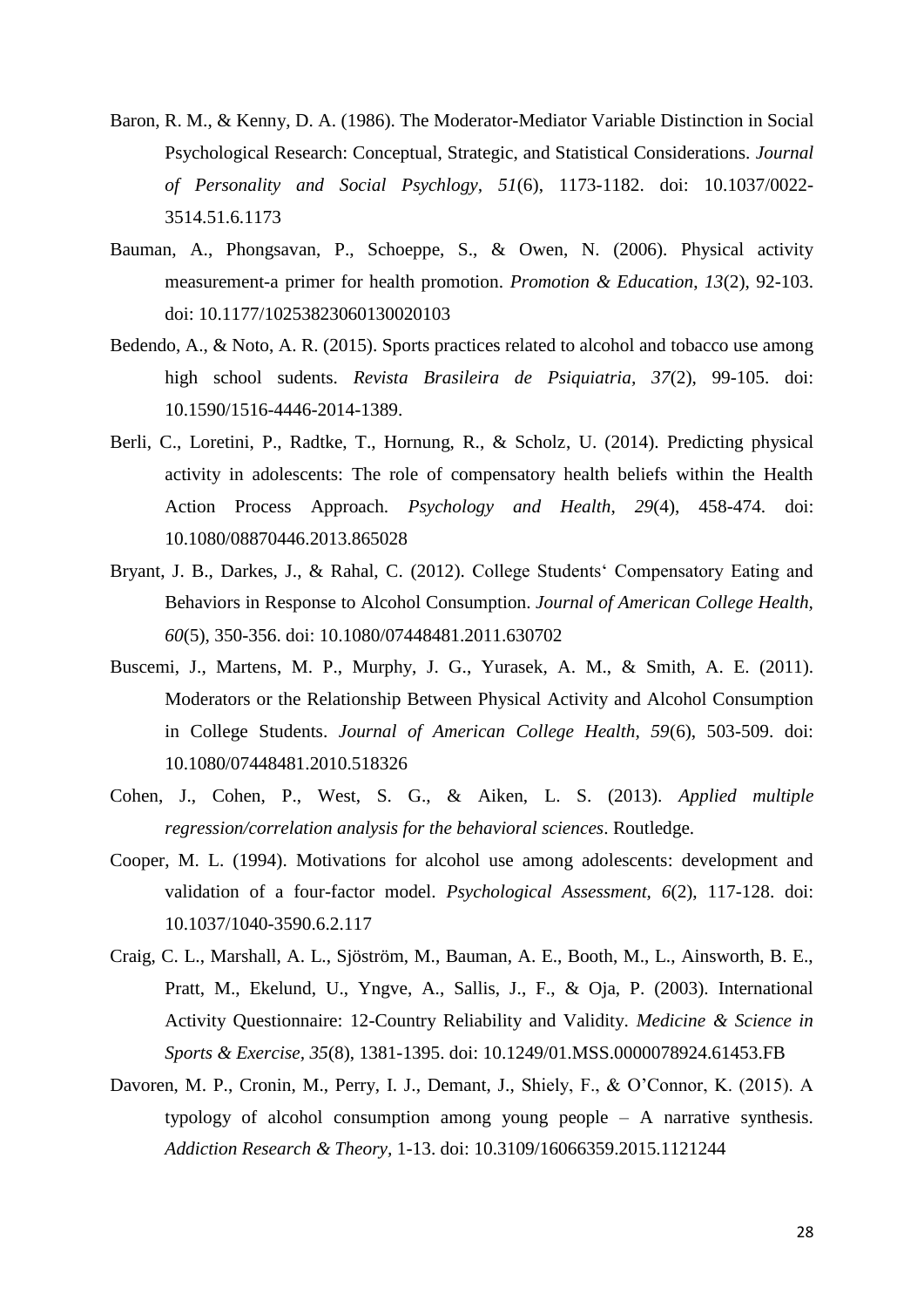Baron, R. M., & Kenny, D. A. (1986). The Moderator-Mediator Variable Distinction in Social Psychological Research: Conceptual, Strategic, and Statistical Considerations. *Journal of Personality and Social Psychlogy, 51*(6), 1173-1182. doi: 10.1037/0022-3514.51.6.1173

Bauman, A., Phongsavan, P., Schoeppe, S., & Owen, N. (2006). Physical activity measurement-a primer for health promotion. *Promotion & Education*, *13*(2), 92-103. doi: 10.1177/10253823060130020103

Bedendo, A., & Noto, A. R. (2015). Sports practices related to alcohol and tobacco use among high school sudents. *Revista Brasileira de Psiquiatria, 37*(2), 99-105. doi: 10.1590/1516-4446-2014-1389.

Berli, C., Loretini, P., Radtke, T., Hornung, R., & Scholz, U. (2014). Predicting physical activity in adolescents: The role of compensatory health beliefs within the Health Action Process Approach. *Psychology and Health*, *29*(4), 458-474. doi: 10.1080/08870446.2013.865028

Bryant, J. B., Darkes, J., & Rahal, C. (2012). College Students' Compensatory Eating and Behaviors in Response to Alcohol Consumption. *Journal of American College Health, 60*(5), 350-356. doi: 10.1080/07448481.2011.630702

Buscemi, J., Martens, M. P., Murphy, J. G., Yurasek, A. M., & Smith, A. E. (2011). Moderators or the Relationship Between Physical Activity and Alcohol Consumption in College Students. *Journal of American College Health, 59*(6), 503-509. doi: 10.1080/07448481.2010.518326

Cohen, J., Cohen, P., West, S. G., & Aiken, L. S. (2013). *Applied multiple regression/correlation analysis for the behavioral sciences*. Routledge.

Cooper, M. L. (1994). Motivations for alcohol use among adolescents: development and validation of a four-factor model. *Psychological Assessment, 6*(2), 117-128. doi: 10.1037/1040-3590.6.2.117

Craig, C. L., Marshall, A. L., Sjöström, M., Bauman, A. E., Booth, M., L., Ainsworth, B. E., Pratt, M., Ekelund, U., Yngve, A., Sallis, J., F., & Oja, P. (2003). International Activity Questionnaire: 12-Country Reliability and Validity. *Medicine & Science in Sports & Exercise, 35*(8), 1381-1395. doi: 10.1249/01.MSS.0000078924.61453.FB

Davoren, M. P., Cronin, M., Perry, I. J., Demant, J., Shiely, F., & O'Connor, K. (2015). A typology of alcohol consumption among young people – A narrative synthesis. *Addiction Research & Theory*, 1-13. doi: 10.3109/16066359.2015.1121244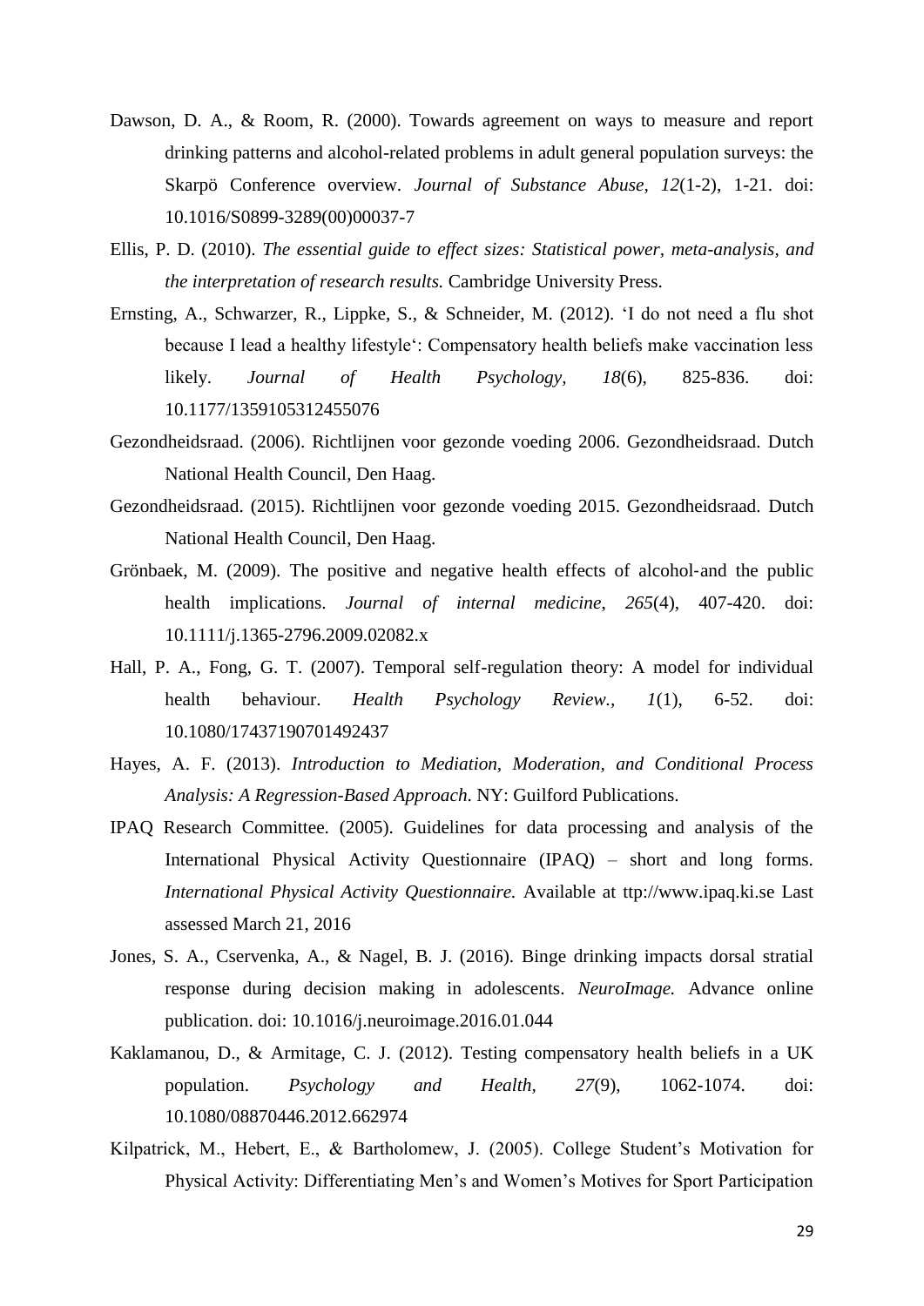Dawson, D. A., & Room, R. (2000). Towards agreement on ways to measure and report drinking patterns and alcohol-related problems in adult general population surveys: the Skarpö Conference overview. *Journal of Substance Abuse, 12*(1-2), 1-21. doi: 10.1016/S0899-3289(00)00037-7

Ellis, P. D. (2010). *The essential guide to effect sizes: Statistical power, meta-analysis, and the interpretation of research results.* Cambridge University Press.

Ernsting, A., Schwarzer, R., Lippke, S., & Schneider, M. (2012). 'I do not need a flu shot because I lead a healthy lifestyle': Compensatory health beliefs make vaccination less likely. *Journal of Health Psychology, 18*(6), 825-836. doi: 10.1177/1359105312455076

Gezondheidsraad. (2006). Richtlijnen voor gezonde voeding 2006. Gezondheidsraad. Dutch National Health Council, Den Haag.

Gezondheidsraad. (2015). Richtlijnen voor gezonde voeding 2015. Gezondheidsraad. Dutch National Health Council, Den Haag.

Grönbaek, M. (2009). The positive and negative health effects of alcohol-and the public health implications. *Journal of internal medicine, 265*(4), 407-420. doi: 10.1111/j.1365-2796.2009.02082.x

Hall, P. A., Fong, G. T. (2007). Temporal self-regulation theory: A model for individual health behaviour. *Health Psychology Review., 1*(1), 6-52. doi: 10.1080/17437190701492437

Hayes, A. F. (2013). *Introduction to Mediation, Moderation, and Conditional Process Analysis: A Regression-Based Approach*. NY: Guilford Publications.

IPAQ Research Committee. (2005). Guidelines for data processing and analysis of the International Physical Activity Questionnaire (IPAQ) – short and long forms. *International Physical Activity Questionnaire.* Available at ttp://www.ipaq.ki.se Last assessed March 21, 2016

Jones, S. A., Cservenka, A., & Nagel, B. J. (2016). Binge drinking impacts dorsal stratial response during decision making in adolescents. *NeuroImage.* Advance online publication. doi: 10.1016/j.neuroimage.2016.01.044

Kaklamanou, D., & Armitage, C. J. (2012). Testing compensatory health beliefs in a UK population. *Psychology and Health, 27*(9), 1062-1074. doi: 10.1080/08870446.2012.662974

Kilpatrick, M., Hebert, E., & Bartholomew, J. (2005). College Student's Motivation for Physical Activity: Differentiating Men's and Women's Motives for Sport Participation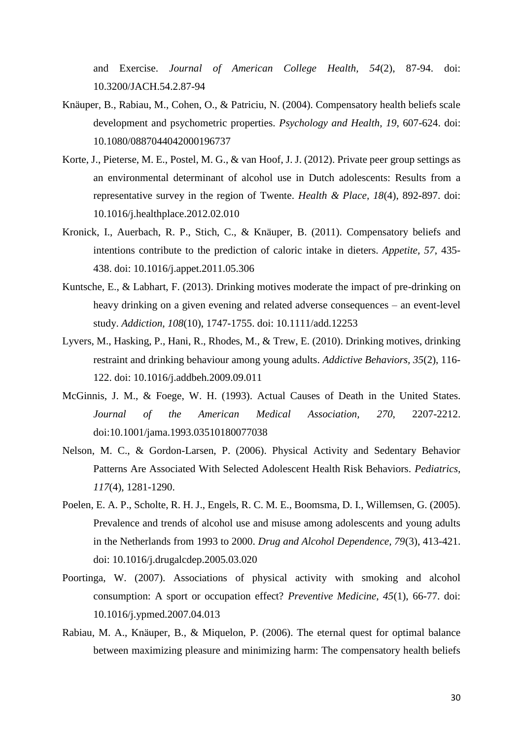and Exercise. *Journal of American College Health, 54*(2), 87-94. doi: 10.3200/JACH.54.2.87-94

Knäuper, B., Rabiau, M., Cohen, O., & Patriciu, N. (2004). Compensatory health beliefs scale development and psychometric properties. *Psychology and Health, 19*, 607-624. doi: 10.1080/0887044042000196737

Korte, J., Pieterse, M. E., Postel, M. G., & van Hoof, J. J. (2012). Private peer group settings as an environmental determinant of alcohol use in Dutch adolescents: Results from a representative survey in the region of Twente. *Health & Place, 18*(4), 892-897. doi: 10.1016/j.healthplace.2012.02.010

Kronick, I., Auerbach, R. P., Stich, C., & Knäuper, B. (2011). Compensatory beliefs and intentions contribute to the prediction of caloric intake in dieters. *Appetite, 57*, 435-438. doi: 10.1016/j.appet.2011.05.306

Kuntsche, E., & Labhart, F. (2013). Drinking motives moderate the impact of pre-drinking on heavy drinking on a given evening and related adverse consequences – an event-level study. *Addiction, 108*(10), 1747-1755. doi: 10.1111/add.12253

Lyvers, M., Hasking, P., Hani, R., Rhodes, M., & Trew, E. (2010). Drinking motives, drinking restraint and drinking behaviour among young adults. *Addictive Behaviors, 35*(2), 116-122. doi: 10.1016/j.addbeh.2009.09.011

McGinnis, J. M., & Foege, W. H. (1993). Actual Causes of Death in the United States. *Journal of the American Medical Association, 270*, 2207-2212. doi:10.1001/jama.1993.03510180077038

Nelson, M. C., & Gordon-Larsen, P. (2006). Physical Activity and Sedentary Behavior Patterns Are Associated With Selected Adolescent Health Risk Behaviors. *Pediatrics, 117*(4), 1281-1290.

Poelen, E. A. P., Scholte, R. H. J., Engels, R. C. M. E., Boomsma, D. I., Willemsen, G. (2005). Prevalence and trends of alcohol use and misuse among adolescents and young adults in the Netherlands from 1993 to 2000. *Drug and Alcohol Dependence, 79*(3), 413-421. doi: 10.1016/j.drugalcdep.2005.03.020

Poortinga, W. (2007). Associations of physical activity with smoking and alcohol consumption: A sport or occupation effect? *Preventive Medicine, 45*(1), 66-77. doi: 10.1016/j.ypmed.2007.04.013

Rabiau, M. A., Knäuper, B., & Miquelon, P. (2006). The eternal quest for optimal balance between maximizing pleasure and minimizing harm: The compensatory health beliefs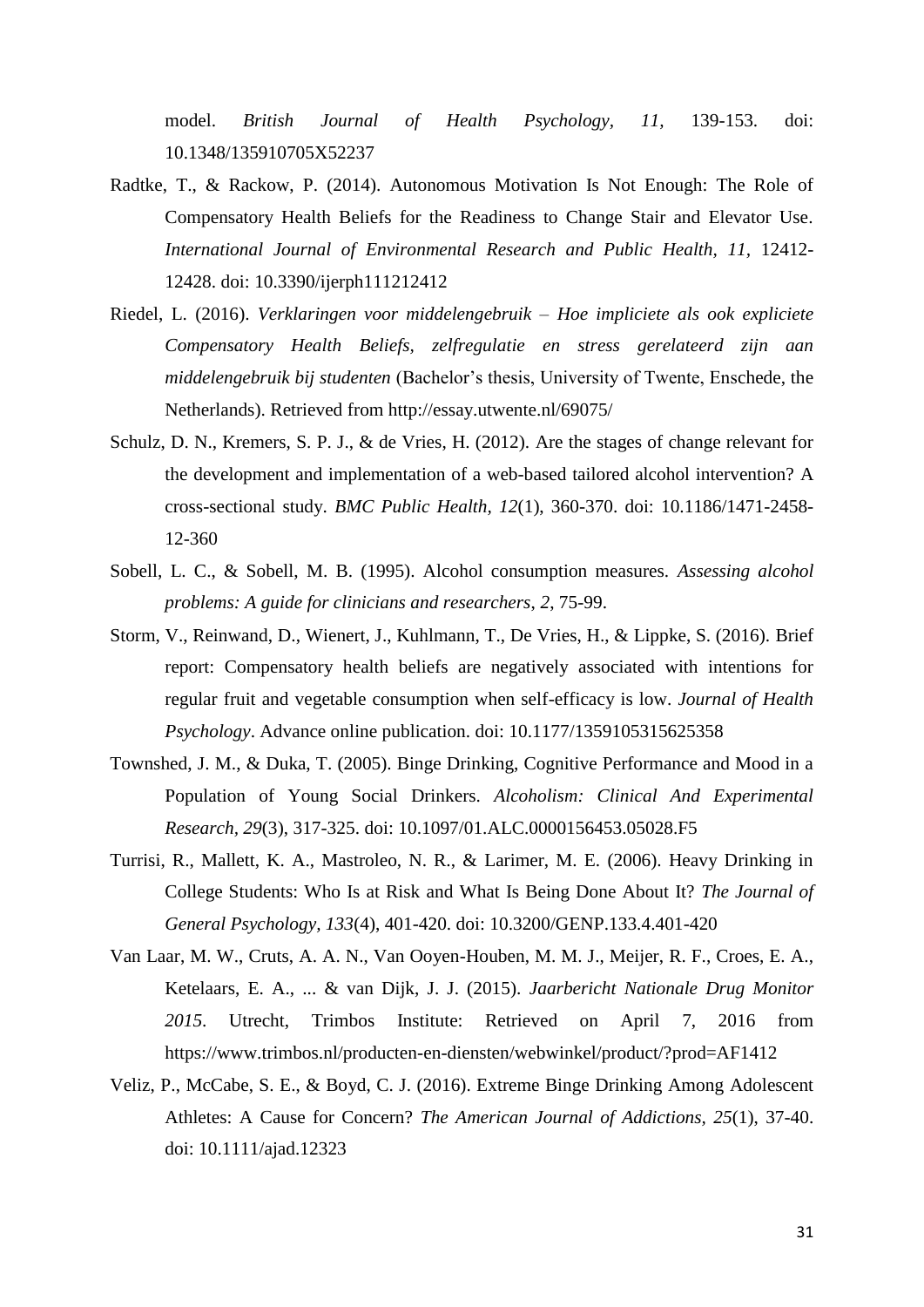model. *British Journal of Health Psychology, 11*, 139-153. doi: 10.1348/135910705X52237

Radtke, T., & Rackow, P. (2014). Autonomous Motivation Is Not Enough: The Role of Compensatory Health Beliefs for the Readiness to Change Stair and Elevator Use. *International Journal of Environmental Research and Public Health, 11*, 12412-12428. doi: 10.3390/ijerph111212412

Riedel, L. (2016). *Verklaringen voor middelengebruik – Hoe impliciete als ook expliciete Compensatory Health Beliefs, zelfregulatie en stress gerelateerd zijn aan middelengebruik bij studenten* (Bachelor's thesis, University of Twente, Enschede, the Netherlands). Retrieved from http://essay.utwente.nl/69075/

Schulz, D. N., Kremers, S. P. J., & de Vries, H. (2012). Are the stages of change relevant for the development and implementation of a web-based tailored alcohol intervention? A cross-sectional study. *BMC Public Health, 12*(1), 360-370. doi: 10.1186/1471-2458-12-360

Sobell, L. C., & Sobell, M. B. (1995). Alcohol consumption measures. *Assessing alcohol problems: A guide for clinicians and researchers, 2*, 75-99.

Storm, V., Reinwand, D., Wienert, J., Kuhlmann, T., De Vries, H., & Lippke, S. (2016). Brief report: Compensatory health beliefs are negatively associated with intentions for regular fruit and vegetable consumption when self-efficacy is low. *Journal of Health Psychology*. Advance online publication. doi: 10.1177/1359105315625358

Townshed, J. M., & Duka, T. (2005). Binge Drinking, Cognitive Performance and Mood in a Population of Young Social Drinkers. *Alcoholism: Clinical And Experimental Research, 29*(3), 317-325. doi: 10.1097/01.ALC.0000156453.05028.F5

Turrisi, R., Mallett, K. A., Mastroleo, N. R., & Larimer, M. E. (2006). Heavy Drinking in College Students: Who Is at Risk and What Is Being Done About It? *The Journal of General Psychology, 133*(4), 401-420. doi: 10.3200/GENP.133.4.401-420

Van Laar, M. W., Cruts, A. A. N., Van Ooyen-Houben, M. M. J., Meijer, R. F., Croes, E. A., Ketelaars, E. A., ... & van Dijk, J. J. (2015). *Jaarbericht Nationale Drug Monitor 2015*. Utrecht, Trimbos Institute: Retrieved on April 7, 2016 from https://www.trimbos.nl/producten-en-diensten/webwinkel/product/?prod=AF1412

Veliz, P., McCabe, S. E., & Boyd, C. J. (2016). Extreme Binge Drinking Among Adolescent Athletes: A Cause for Concern? *The American Journal of Addictions, 25*(1), 37-40. doi: 10.1111/ajad.12323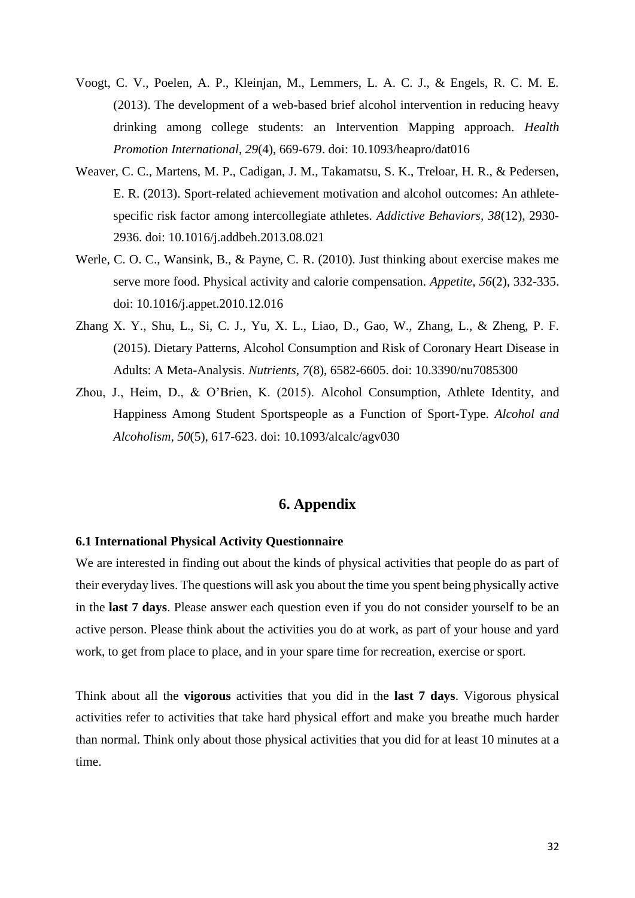Voogt, C. V., Poelen, A. P., Kleinjan, M., Lemmers, L. A. C. J., & Engels, R. C. M. E. (2013). The development of a web-based brief alcohol intervention in reducing heavy drinking among college students: an Intervention Mapping approach. *Health Promotion International, 29*(4), 669-679. doi: 10.1093/heapro/dat016

Weaver, C. C., Martens, M. P., Cadigan, J. M., Takamatsu, S. K., Treloar, H. R., & Pedersen, E. R. (2013). Sport-related achievement motivation and alcohol outcomes: An athlete-specific risk factor among intercollegiate athletes. *Addictive Behaviors, 38*(12), 2930-2936. doi: 10.1016/j.addbeh.2013.08.021

Werle, C. O. C., Wansink, B., & Payne, C. R. (2010). Just thinking about exercise makes me serve more food. Physical activity and calorie compensation. *Appetite, 56*(2), 332-335. doi: 10.1016/j.appet.2010.12.016

Zhang X. Y., Shu, L., Si, C. J., Yu, X. L., Liao, D., Gao, W., Zhang, L., & Zheng, P. F. (2015). Dietary Patterns, Alcohol Consumption and Risk of Coronary Heart Disease in Adults: A Meta-Analysis. *Nutrients, 7*(8), 6582-6605. doi: 10.3390/nu7085300

Zhou, J., Heim, D., & O'Brien, K. (2015). Alcohol Consumption, Athlete Identity, and Happiness Among Student Sportspeople as a Function of Sport-Type. *Alcohol and Alcoholism, 50*(5), 617-623. doi: 10.1093/alcalc/agv030

# 6. Appendix

### 6.1 International Physical Activity Questionnaire

We are interested in finding out about the kinds of physical activities that people do as part of their everyday lives. The questions will ask you about the time you spent being physically active in the **last 7 days**. Please answer each question even if you do not consider yourself to be an active person. Please think about the activities you do at work, as part of your house and yard work, to get from place to place, and in your spare time for recreation, exercise or sport.

Think about all the **vigorous** activities that you did in the **last 7 days**. Vigorous physical activities refer to activities that take hard physical effort and make you breathe much harder than normal. Think only about those physical activities that you did for at least 10 minutes at a time.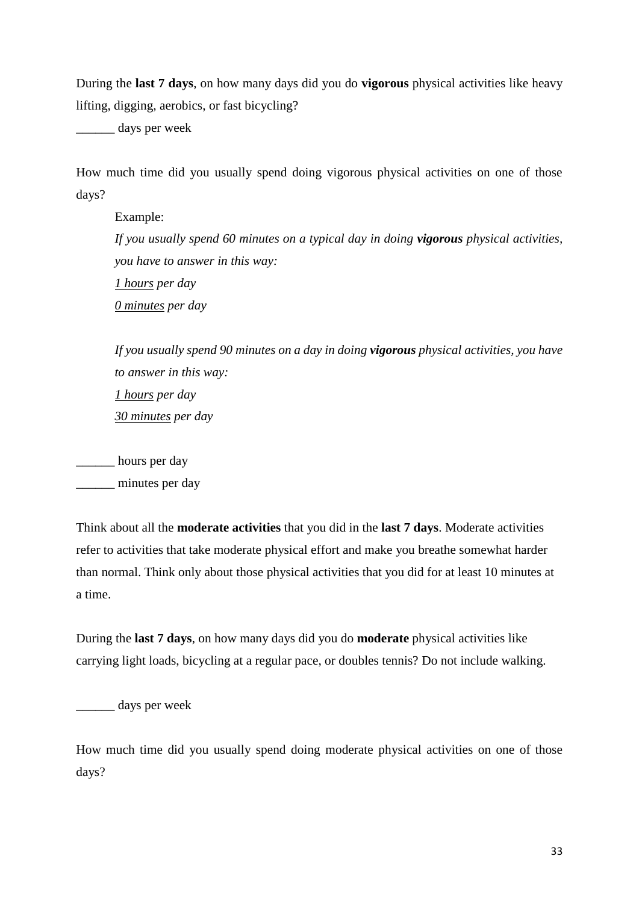During the **last 7 days**, on how many days did you do **vigorous** physical activities like heavy lifting, digging, aerobics, or fast bicycling?

______ days per week

How much time did you usually spend doing vigorous physical activities on one of those days?

> Example:
>
> *If you usually spend 60 minutes on a typical day in doing **vigorous** physical activities, you have to answer in this way:*
>
> *<u>1 hours</u> per day*
>
> *<u>0 minutes</u> per day*
>
> *If you usually spend 90 minutes on a day in doing **vigorous** physical activities, you have to answer in this way:*
>
> *<u>1 hours</u> per day*
>
> *<u>30 minutes</u> per day*

______ hours per day

______ minutes per day

Think about all the **moderate activities** that you did in the **last 7 days**. Moderate activities refer to activities that take moderate physical effort and make you breathe somewhat harder than normal. Think only about those physical activities that you did for at least 10 minutes at a time.

During the **last 7 days**, on how many days did you do **moderate** physical activities like carrying light loads, bicycling at a regular pace, or doubles tennis? Do not include walking.

______ days per week

How much time did you usually spend doing moderate physical activities on one of those days?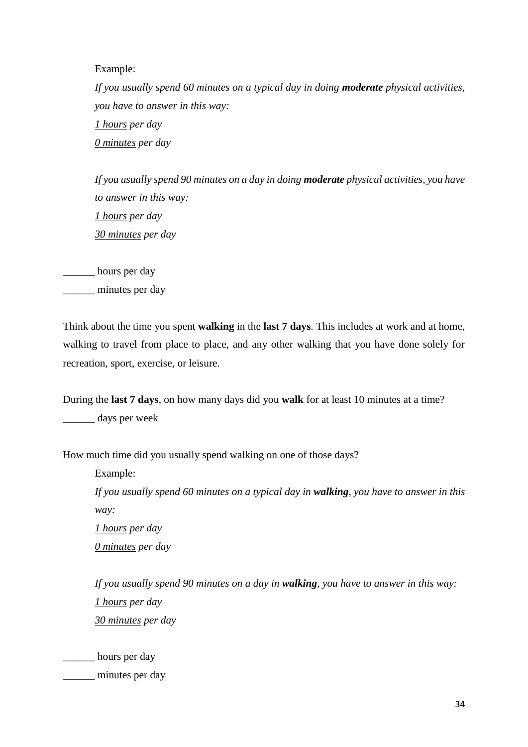Example:

*If you usually spend 60 minutes on a typical day in doing **moderate** physical activities, you have to answer in this way:*

*<u>1 hours</u> per day*

*<u>0 minutes</u> per day*

*If you usually spend 90 minutes on a day in doing **moderate** physical activities, you have to answer in this way:*

*<u>1 hours</u> per day*

*<u>30 minutes</u> per day*

______ hours per day

______ minutes per day

Think about the time you spent **walking** in the **last 7 days**. This includes at work and at home, walking to travel from place to place, and any other walking that you have done solely for recreation, sport, exercise, or leisure.

During the **last 7 days**, on how many days did you **walk** for at least 10 minutes at a time?

______ days per week

How much time did you usually spend walking on one of those days?

Example:

*If you usually spend 60 minutes on a typical day in **walking**, you have to answer in this way:*

*<u>1 hours</u> per day*

*<u>0 minutes</u> per day*

*If you usually spend 90 minutes on a day in **walking**, you have to answer in this way:*

*<u>1 hours</u> per day*

*<u>30 minutes</u> per day*

______ hours per day

______ minutes per day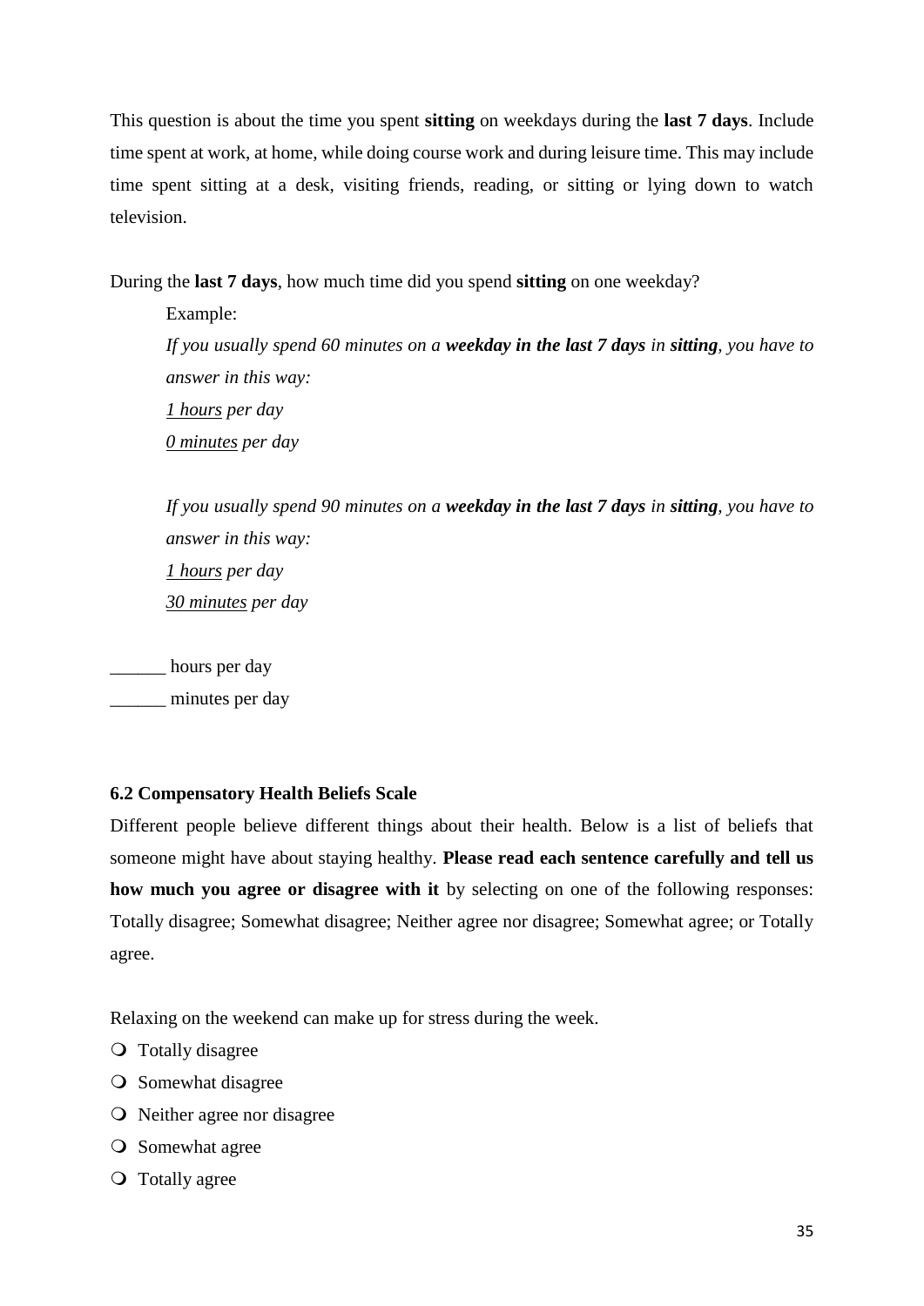This question is about the time you spent **sitting** on weekdays during the **last 7 days**. Include time spent at work, at home, while doing course work and during leisure time. This may include time spent sitting at a desk, visiting friends, reading, or sitting or lying down to watch television.

During the **last 7 days**, how much time did you spend **sitting** on one weekday?

> Example:
>
> *If you usually spend 60 minutes on a **weekday in the last 7 days** in **sitting**, you have to answer in this way:*
>
> *<u>1 hours</u> per day*
>
> *<u>0 minutes</u> per day*
>
> *If you usually spend 90 minutes on a **weekday in the last 7 days** in **sitting**, you have to answer in this way:*
>
> *<u>1 hours</u> per day*
>
> *<u>30 minutes</u> per day*

______ hours per day

______ minutes per day

### 6.2 Compensatory Health Beliefs Scale

Different people believe different things about their health. Below is a list of beliefs that someone might have about staying healthy. **Please read each sentence carefully and tell us how much you agree or disagree with it** by selecting on one of the following responses: Totally disagree; Somewhat disagree; Neither agree nor disagree; Somewhat agree; or Totally agree.

Relaxing on the weekend can make up for stress during the week.

- ❍ Totally disagree
- ❍ Somewhat disagree
- ❍ Neither agree nor disagree
- ❍ Somewhat agree
- ❍ Totally agree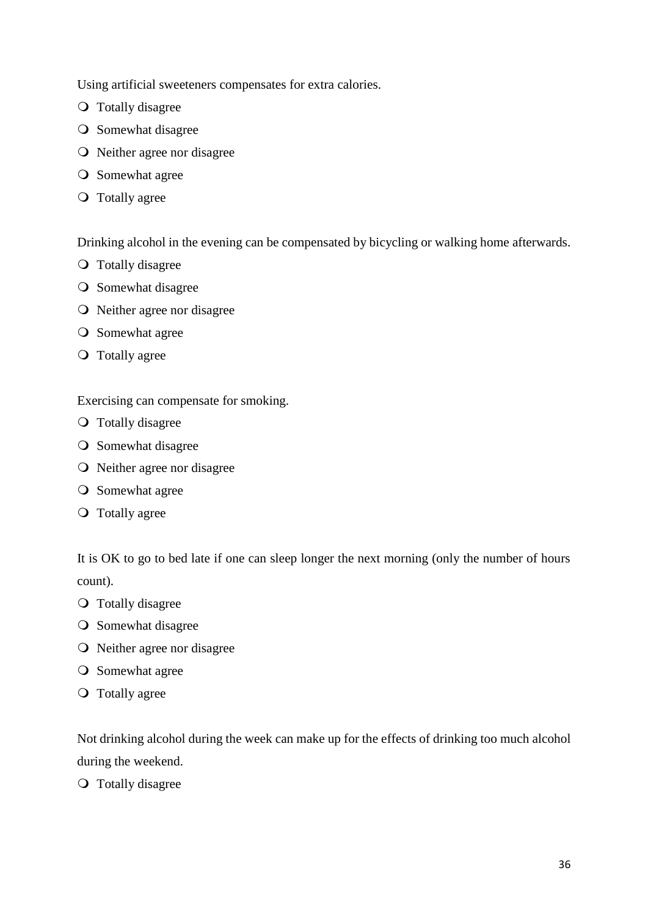Using artificial sweeteners compensates for extra calories.

- Totally disagree
- Somewhat disagree
- Neither agree nor disagree
- Somewhat agree
- Totally agree

Drinking alcohol in the evening can be compensated by bicycling or walking home afterwards.

- Totally disagree
- Somewhat disagree
- Neither agree nor disagree
- Somewhat agree
- Totally agree

Exercising can compensate for smoking.

- Totally disagree
- Somewhat disagree
- Neither agree nor disagree
- Somewhat agree
- Totally agree

It is OK to go to bed late if one can sleep longer the next morning (only the number of hours count).

- Totally disagree
- Somewhat disagree
- Neither agree nor disagree
- Somewhat agree
- Totally agree

Not drinking alcohol during the week can make up for the effects of drinking too much alcohol during the weekend.

- Totally disagree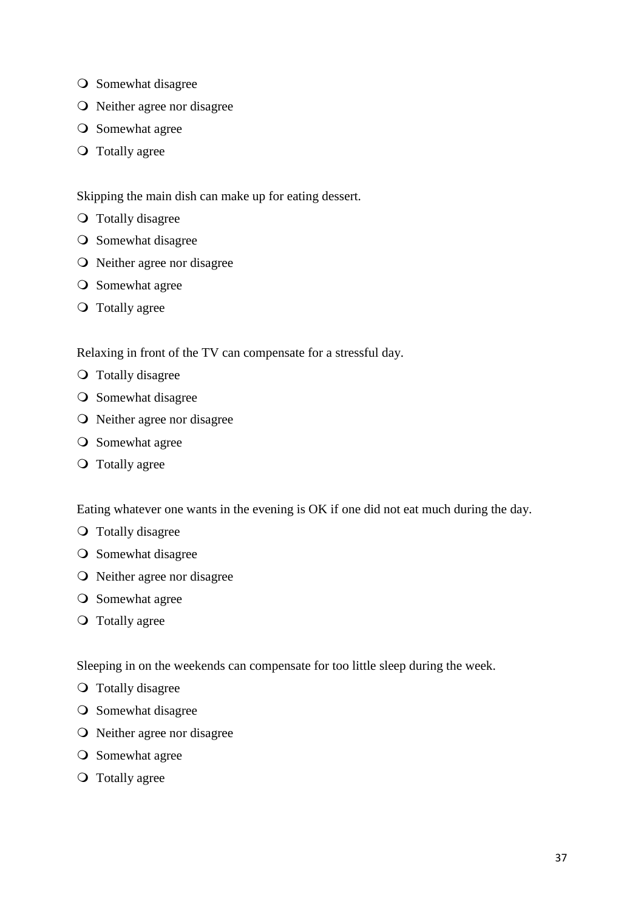- Somewhat disagree
- Neither agree nor disagree
- Somewhat agree
- Totally agree

Skipping the main dish can make up for eating dessert.

- Totally disagree
- Somewhat disagree
- Neither agree nor disagree
- Somewhat agree
- Totally agree

Relaxing in front of the TV can compensate for a stressful day.

- Totally disagree
- Somewhat disagree
- Neither agree nor disagree
- Somewhat agree
- Totally agree

Eating whatever one wants in the evening is OK if one did not eat much during the day.

- Totally disagree
- Somewhat disagree
- Neither agree nor disagree
- Somewhat agree
- Totally agree

Sleeping in on the weekends can compensate for too little sleep during the week.

- Totally disagree
- Somewhat disagree
- Neither agree nor disagree
- Somewhat agree
- Totally agree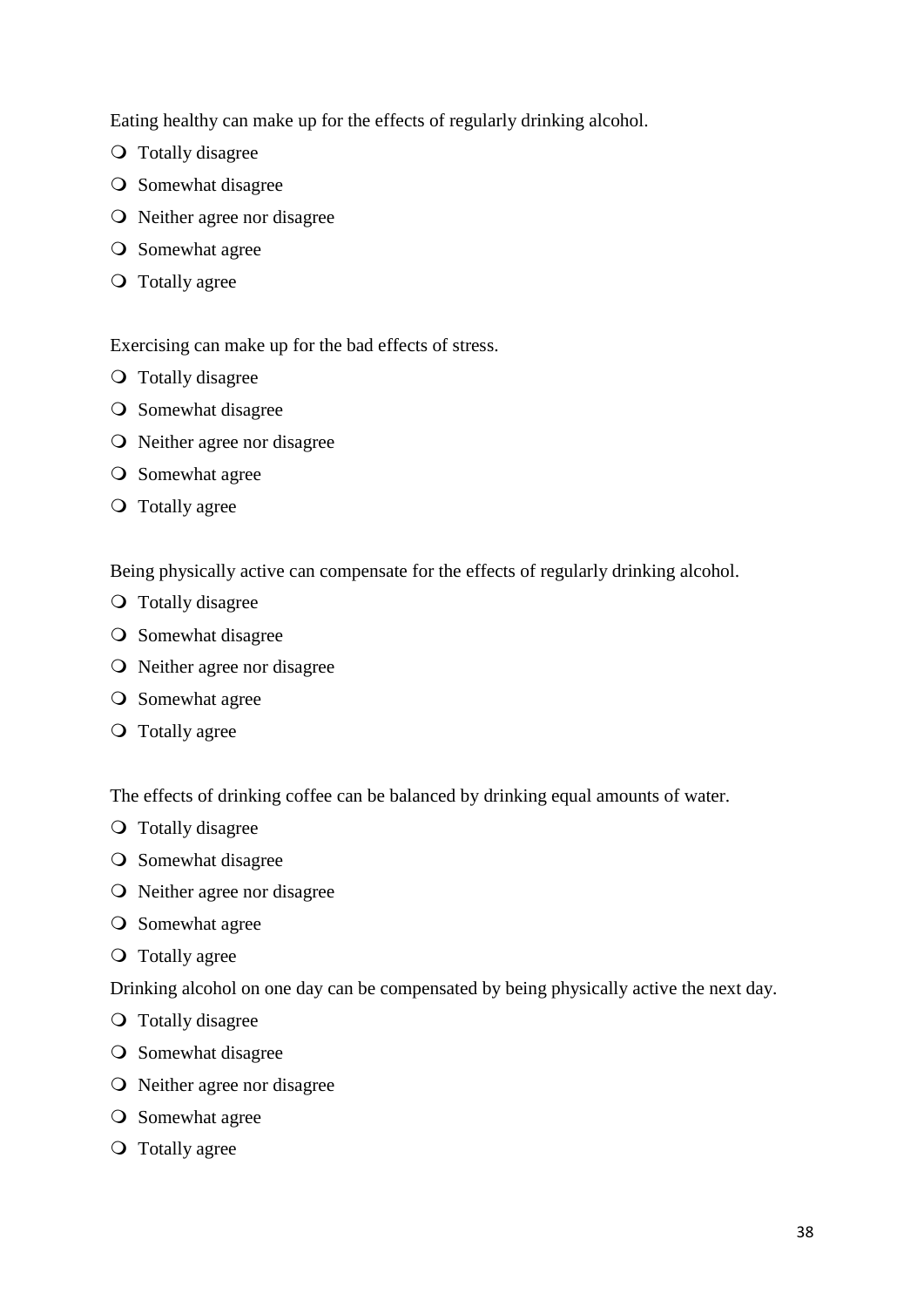Eating healthy can make up for the effects of regularly drinking alcohol.

- Totally disagree
- Somewhat disagree
- Neither agree nor disagree
- Somewhat agree
- Totally agree

Exercising can make up for the bad effects of stress.

- Totally disagree
- Somewhat disagree
- Neither agree nor disagree
- Somewhat agree
- Totally agree

Being physically active can compensate for the effects of regularly drinking alcohol.

- Totally disagree
- Somewhat disagree
- Neither agree nor disagree
- Somewhat agree
- Totally agree

The effects of drinking coffee can be balanced by drinking equal amounts of water.

- Totally disagree
- Somewhat disagree
- Neither agree nor disagree
- Somewhat agree
- Totally agree

Drinking alcohol on one day can be compensated by being physically active the next day.

- Totally disagree
- Somewhat disagree
- Neither agree nor disagree
- Somewhat agree
- Totally agree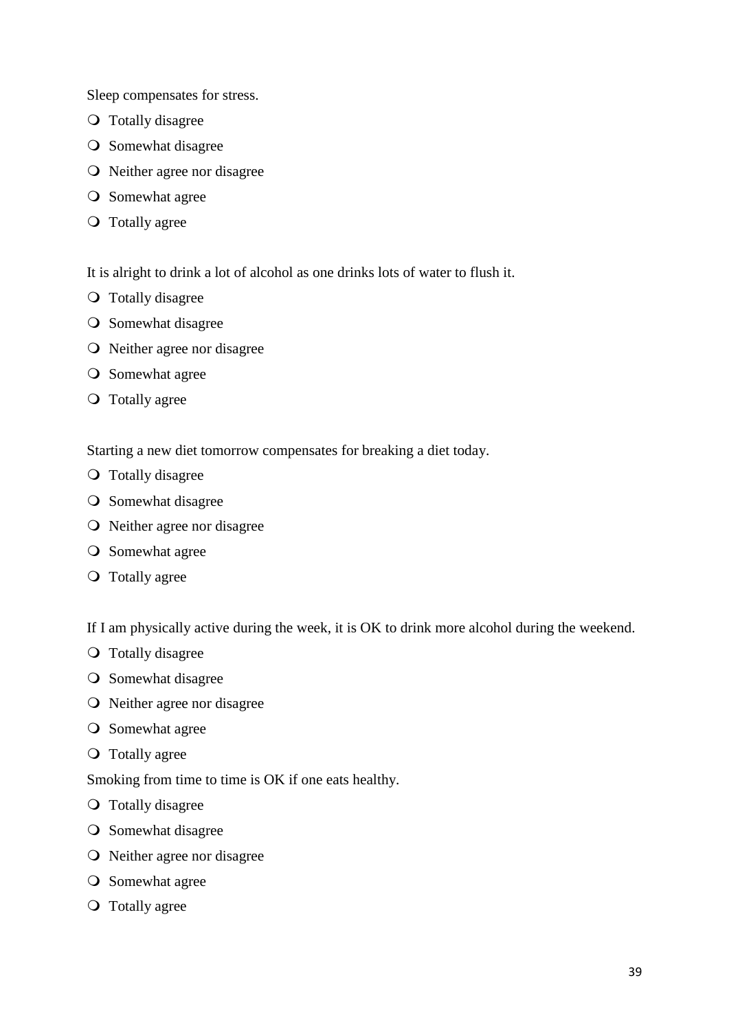Sleep compensates for stress.

- Totally disagree
- Somewhat disagree
- Neither agree nor disagree
- Somewhat agree
- Totally agree

It is alright to drink a lot of alcohol as one drinks lots of water to flush it.

- Totally disagree
- Somewhat disagree
- Neither agree nor disagree
- Somewhat agree
- Totally agree

Starting a new diet tomorrow compensates for breaking a diet today.

- Totally disagree
- Somewhat disagree
- Neither agree nor disagree
- Somewhat agree
- Totally agree

If I am physically active during the week, it is OK to drink more alcohol during the weekend.

- Totally disagree
- Somewhat disagree
- Neither agree nor disagree
- Somewhat agree
- Totally agree

Smoking from time to time is OK if one eats healthy.

- Totally disagree
- Somewhat disagree
- Neither agree nor disagree
- Somewhat agree
- Totally agree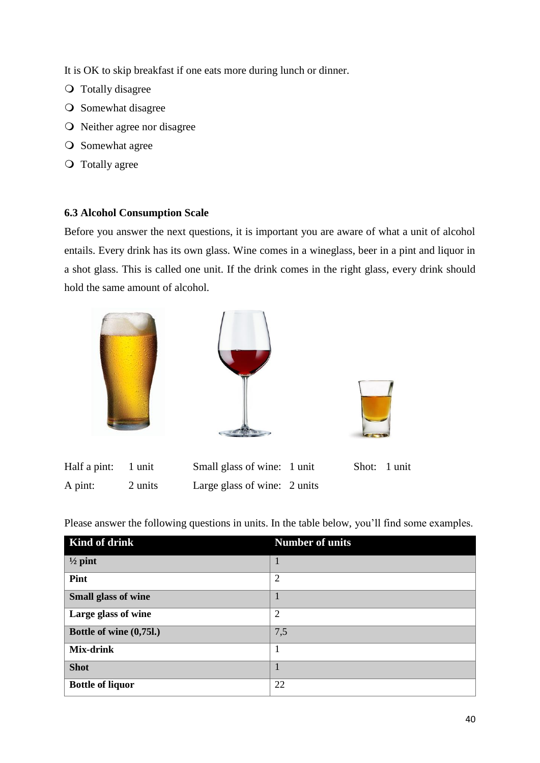It is OK to skip breakfast if one eats more during lunch or dinner.

- Totally disagree
- Somewhat disagree
- Neither agree nor disagree
- Somewhat agree
- Totally agree

### 6.3 Alcohol Consumption Scale

Before you answer the next questions, it is important you are aware of what a unit of alcohol entails. Every drink has its own glass. Wine comes in a wineglass, beer in a pint and liquor in a shot glass. This is called one unit. If the drink comes in the right glass, every drink should hold the same amount of alcohol.

Half a pint: 1 unit
A pint: 2 units

Small glass of wine: 1 unit
Large glass of wine: 2 units

Shot: 1 unit

Please answer the following questions in units. In the table below, you'll find some examples.

| Kind of drink | Number of units |
|---|---|
| **½ pint** | 1 |
| **Pint** | 2 |
| **Small glass of wine** | 1 |
| **Large glass of wine** | 2 |
| **Bottle of wine (0,75l.)** | 7,5 |
| **Mix-drink** | 1 |
| **Shot** | 1 |
| **Bottle of liquor** | 22 |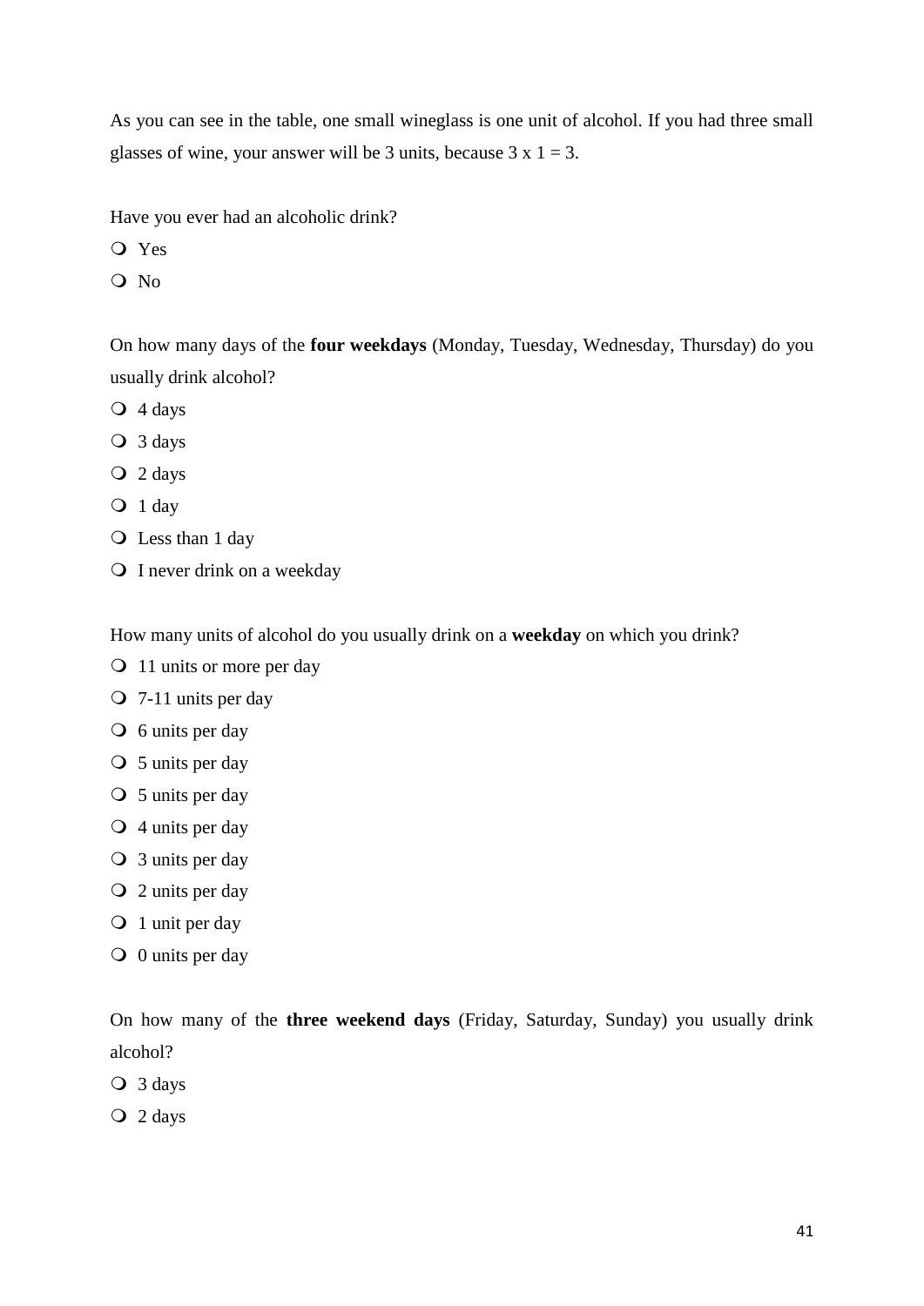As you can see in the table, one small wineglass is one unit of alcohol. If you had three small glasses of wine, your answer will be 3 units, because 3 x 1 = 3.

Have you ever had an alcoholic drink?

- Yes
- No

On how many days of the **four weekdays** (Monday, Tuesday, Wednesday, Thursday) do you usually drink alcohol?

- 4 days
- 3 days
- 2 days
- 1 day
- Less than 1 day
- I never drink on a weekday

How many units of alcohol do you usually drink on a **weekday** on which you drink?

- 11 units or more per day
- 7-11 units per day
- 6 units per day
- 5 units per day
- 5 units per day
- 4 units per day
- 3 units per day
- 2 units per day
- 1 unit per day
- 0 units per day

On how many of the **three weekend days** (Friday, Saturday, Sunday) you usually drink alcohol?

- 3 days
- 2 days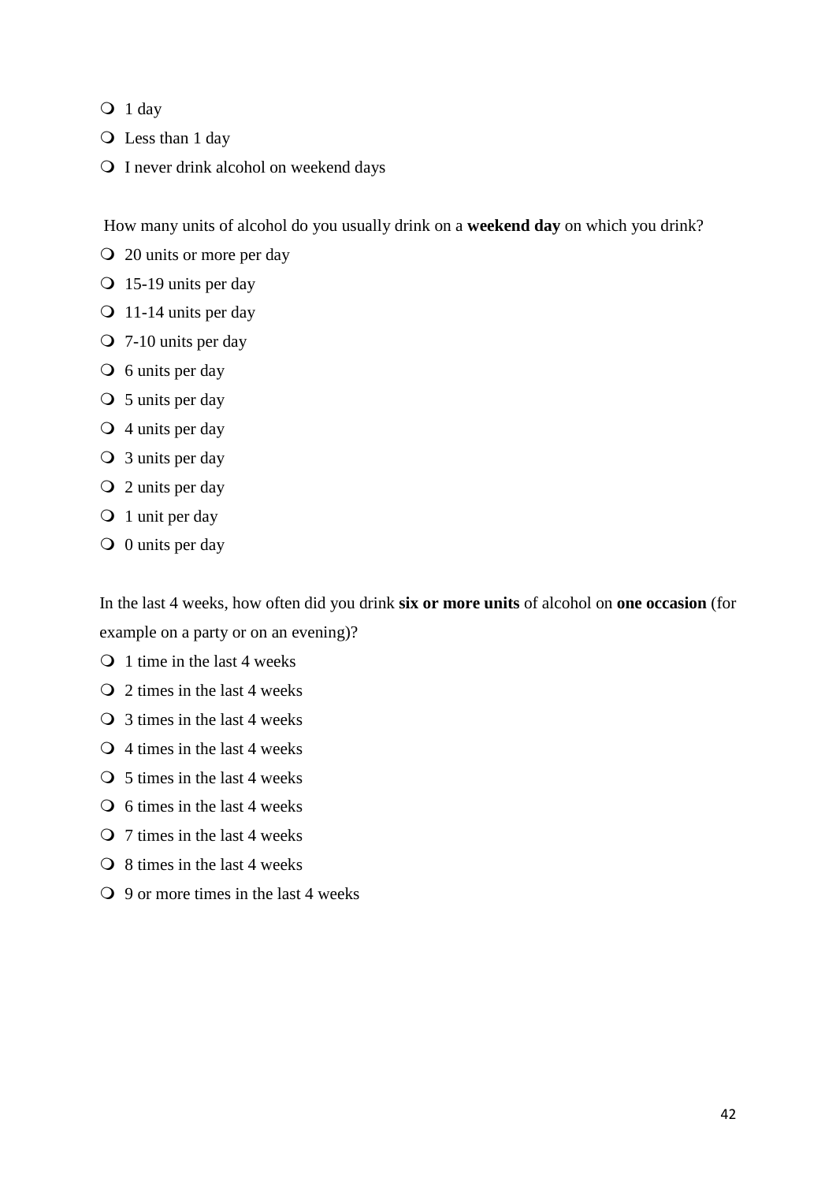- 1 day
- Less than 1 day
- I never drink alcohol on weekend days

How many units of alcohol do you usually drink on a **weekend day** on which you drink?

- 20 units or more per day
- 15-19 units per day
- 11-14 units per day
- 7-10 units per day
- 6 units per day
- 5 units per day
- 4 units per day
- 3 units per day
- 2 units per day
- 1 unit per day
- 0 units per day

In the last 4 weeks, how often did you drink **six or more units** of alcohol on **one occasion** (for example on a party or on an evening)?

- 1 time in the last 4 weeks
- 2 times in the last 4 weeks
- 3 times in the last 4 weeks
- 4 times in the last 4 weeks
- 5 times in the last 4 weeks
- 6 times in the last 4 weeks
- 7 times in the last 4 weeks
- 8 times in the last 4 weeks
- 9 or more times in the last 4 weeks